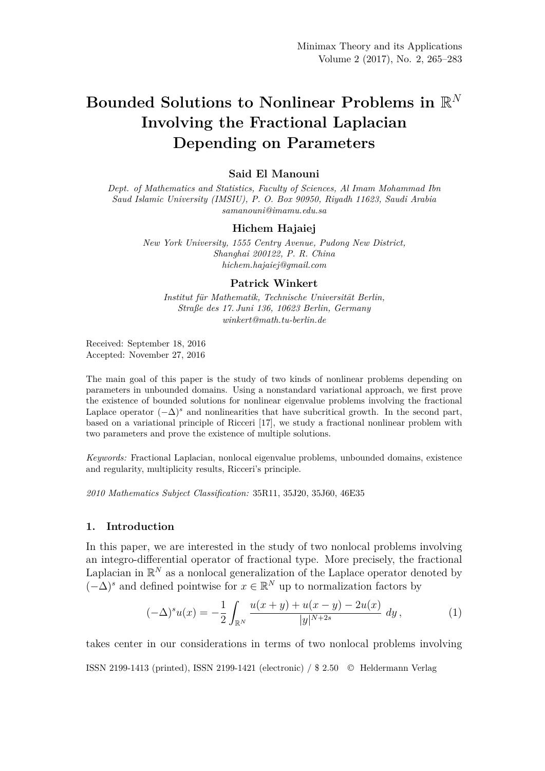# Bounded Solutions to Nonlinear Problems in $\mathbb{R}^N$ Involving the Fractional Laplacian Depending on Parameters

**Said El Manouni**

*Dept. of Mathematics and Statistics, Faculty of Sciences, Al Imam Mohammad Ibn Saud Islamic University (IMSIU), P. O. Box 90950, Riyadh 11623, Saudi Arabia*
*samanouni@imamu.edu.sa*

**Hichem Hajaiej**

*New York University, 1555 Centry Avenue, Pudong New District, Shanghai 200122, P. R. China*
*hichem.hajaiej@gmail.com*

**Patrick Winkert**

*Institut für Mathematik, Technische Universität Berlin, Straße des 17. Juni 136, 10623 Berlin, Germany*
*winkert@math.tu-berlin.de*

Received: September 18, 2016
Accepted: November 27, 2016

The main goal of this paper is the study of two kinds of nonlinear problems depending on parameters in unbounded domains. Using a nonstandard variational approach, we first prove the existence of bounded solutions for nonlinear eigenvalue problems involving the fractional Laplace operator $(-\Delta)^s$ and nonlinearities that have subcritical growth. In the second part, based on a variational principle of Ricceri [17], we study a fractional nonlinear problem with two parameters and prove the existence of multiple solutions.

*Keywords:* Fractional Laplacian, nonlocal eigenvalue problems, unbounded domains, existence and regularity, multiplicity results, Ricceri's principle.

*2010 Mathematics Subject Classification:* 35R11, 35J20, 35J60, 46E35

## 1. Introduction

In this paper, we are interested in the study of two nonlocal problems involving an integro-differential operator of fractional type. More precisely, the fractional Laplacian in $\mathbb{R}^N$ as a nonlocal generalization of the Laplace operator denoted by $(-\Delta)^s$ and defined pointwise for $x \in \mathbb{R}^N$ up to normalization factors by

$$(-\Delta)^s u(x) = -\frac{1}{2} \int_{\mathbb{R}^N} \frac{u(x+y) + u(x-y) - 2u(x)}{|y|^{N+2s}} \, dy \,, \tag{1}$$

takes center in our considerations in terms of two nonlocal problems involving

ISSN 2199-1413 (printed), ISSN 2199-1421 (electronic) / \$ 2.50 © Heldermann Verlag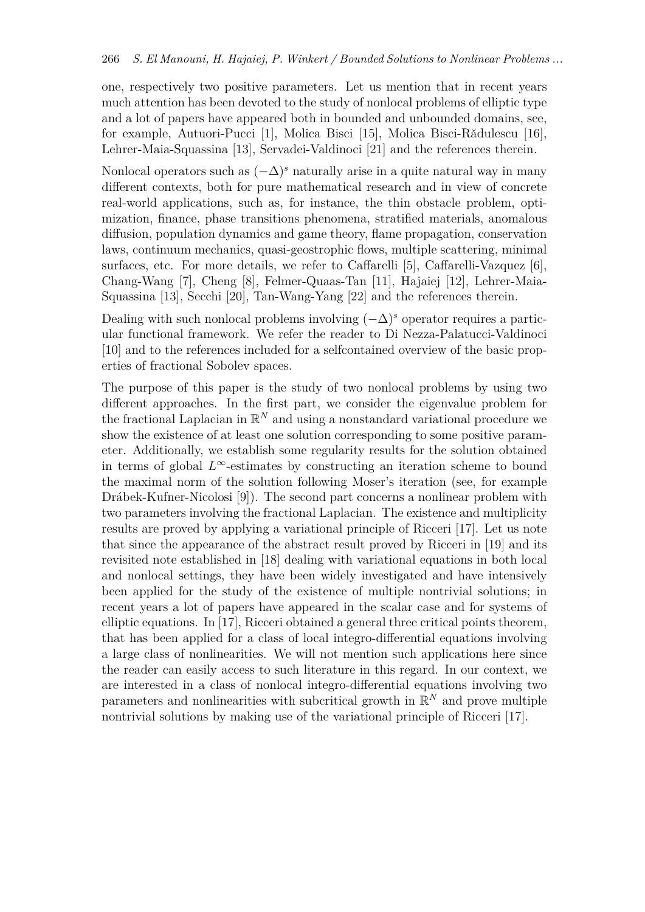one, respectively two positive parameters. Let us mention that in recent years much attention has been devoted to the study of nonlocal problems of elliptic type and a lot of papers have appeared both in bounded and unbounded domains, see, for example, Autuori-Pucci [1], Molica Bisci [15], Molica Bisci-Rădulescu [16], Lehrer-Maia-Squassina [13], Servadei-Valdinoci [21] and the references therein.

Nonlocal operators such as $(-\Delta)^s$ naturally arise in a quite natural way in many different contexts, both for pure mathematical research and in view of concrete real-world applications, such as, for instance, the thin obstacle problem, optimization, finance, phase transitions phenomena, stratified materials, anomalous diffusion, population dynamics and game theory, flame propagation, conservation laws, continuum mechanics, quasi-geostrophic flows, multiple scattering, minimal surfaces, etc. For more details, we refer to Caffarelli [5], Caffarelli-Vazquez [6], Chang-Wang [7], Cheng [8], Felmer-Quaas-Tan [11], Hajaiej [12], Lehrer-Maia-Squassina [13], Secchi [20], Tan-Wang-Yang [22] and the references therein.

Dealing with such nonlocal problems involving $(-\Delta)^s$ operator requires a particular functional framework. We refer the reader to Di Nezza-Palatucci-Valdinoci [10] and to the references included for a selfcontained overview of the basic properties of fractional Sobolev spaces.

The purpose of this paper is the study of two nonlocal problems by using two different approaches. In the first part, we consider the eigenvalue problem for the fractional Laplacian in $\mathbb{R}^N$ and using a nonstandard variational procedure we show the existence of at least one solution corresponding to some positive parameter. Additionally, we establish some regularity results for the solution obtained in terms of global $L^\infty$-estimates by constructing an iteration scheme to bound the maximal norm of the solution following Moser's iteration (see, for example Drábek-Kufner-Nicolosi [9]). The second part concerns a nonlinear problem with two parameters involving the fractional Laplacian. The existence and multiplicity results are proved by applying a variational principle of Ricceri [17]. Let us note that since the appearance of the abstract result proved by Ricceri in [19] and its revisited note established in [18] dealing with variational equations in both local and nonlocal settings, they have been widely investigated and have intensively been applied for the study of the existence of multiple nontrivial solutions; in recent years a lot of papers have appeared in the scalar case and for systems of elliptic equations. In [17], Ricceri obtained a general three critical points theorem, that has been applied for a class of local integro-differential equations involving a large class of nonlinearities. We will not mention such applications here since the reader can easily access to such literature in this regard. In our context, we are interested in a class of nonlocal integro-differential equations involving two parameters and nonlinearities with subcritical growth in $\mathbb{R}^N$ and prove multiple nontrivial solutions by making use of the variational principle of Ricceri [17].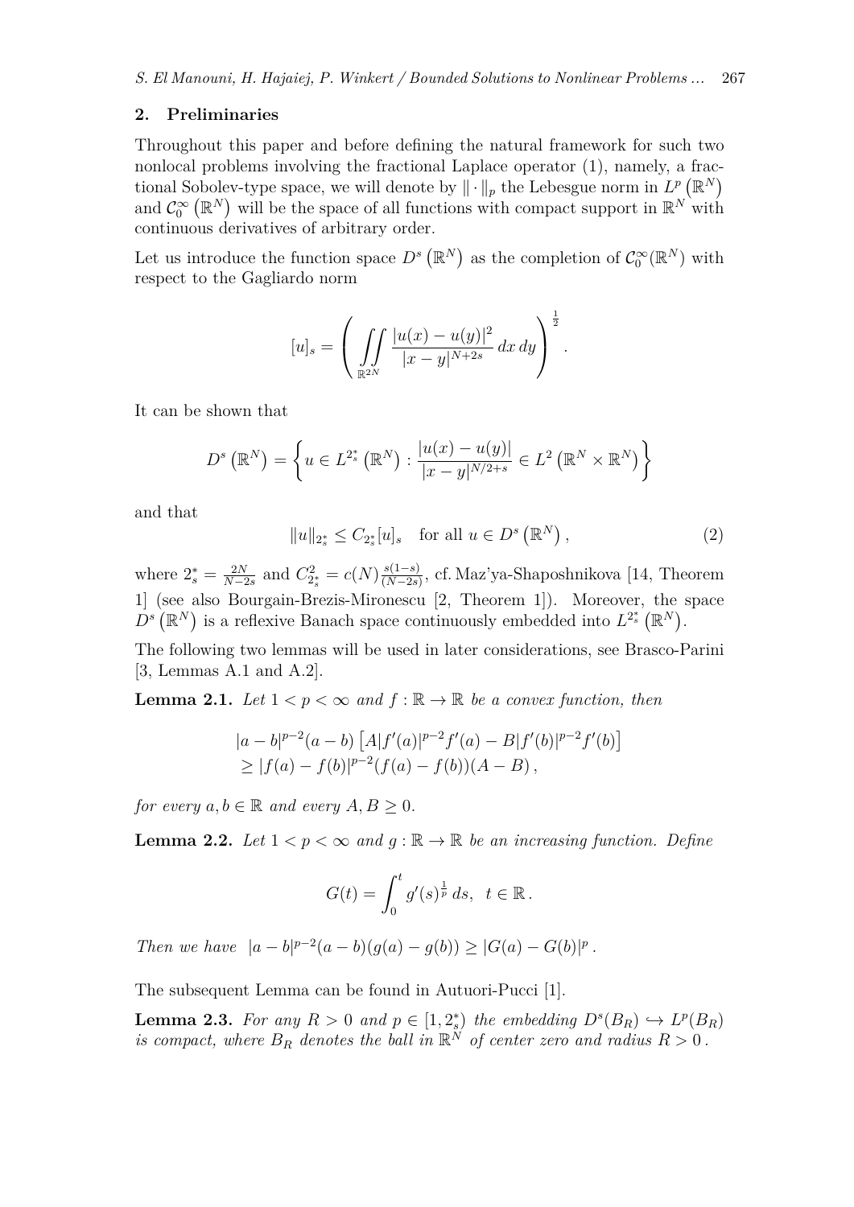## 2. Preliminaries

Throughout this paper and before defining the natural framework for such two nonlocal problems involving the fractional Laplace operator (1), namely, a fractional Sobolev-type space, we will denote by $\|\cdot\|_p$ the Lebesgue norm in $L^p(\mathbb{R}^N)$ and $\mathcal{C}_0^\infty(\mathbb{R}^N)$ will be the space of all functions with compact support in $\mathbb{R}^N$ with continuous derivatives of arbitrary order.

Let us introduce the function space $D^s(\mathbb{R}^N)$ as the completion of $\mathcal{C}_0^\infty(\mathbb{R}^N)$ with respect to the Gagliardo norm

$$[u]_s = \left( \iint\limits_{\mathbb{R}^{2N}} \frac{|u(x)-u(y)|^2}{|x-y|^{N+2s}}\, dx\, dy \right)^{\frac{1}{2}}.$$

It can be shown that

$$D^s(\mathbb{R}^N) = \left\{ u \in L^{2_s^*}(\mathbb{R}^N) : \frac{|u(x)-u(y)|}{|x-y|^{N/2+s}} \in L^2(\mathbb{R}^N \times \mathbb{R}^N) \right\}$$

and that

$$\|u\|_{2_s^*} \le C_{2_s^*}[u]_s \quad \text{for all } u \in D^s(\mathbb{R}^N), \tag{2}$$

where $2_s^* = \frac{2N}{N-2s}$ and $C_{2_s^*}^2 = c(N)\frac{s(1-s)}{(N-2s)}$, cf. Maz'ya-Shaposhnikova [14, Theorem 1] (see also Bourgain-Brezis-Mironescu [2, Theorem 1]). Moreover, the space $D^s(\mathbb{R}^N)$ is a reflexive Banach space continuously embedded into $L^{2_s^*}(\mathbb{R}^N)$.

The following two lemmas will be used in later considerations, see Brasco-Parini [3, Lemmas A.1 and A.2].

**Lemma 2.1.** *Let $1 < p < \infty$ and $f : \mathbb{R} \to \mathbb{R}$ be a convex function, then*

$$\begin{aligned} &|a-b|^{p-2}(a-b)\left[A|f'(a)|^{p-2}f'(a) - B|f'(b)|^{p-2}f'(b)\right] \\ &\ge |f(a)-f(b)|^{p-2}(f(a)-f(b))(A-B), \end{aligned}$$

*for every $a, b \in \mathbb{R}$ and every $A, B \ge 0$.*

**Lemma 2.2.** *Let $1 < p < \infty$ and $g : \mathbb{R} \to \mathbb{R}$ be an increasing function. Define*

$$G(t) = \int_0^t g'(s)^{\frac{1}{p}}\, ds, \quad t \in \mathbb{R}.$$

*Then we have* $|a-b|^{p-2}(a-b)(g(a)-g(b)) \ge |G(a)-G(b)|^p$.

The subsequent Lemma can be found in Autuori-Pucci [1].

**Lemma 2.3.** *For any $R > 0$ and $p \in [1, 2_s^*)$ the embedding $D^s(B_R) \hookrightarrow L^p(B_R)$ is compact, where $B_R$ denotes the ball in $\mathbb{R}^N$ of center zero and radius $R > 0$.*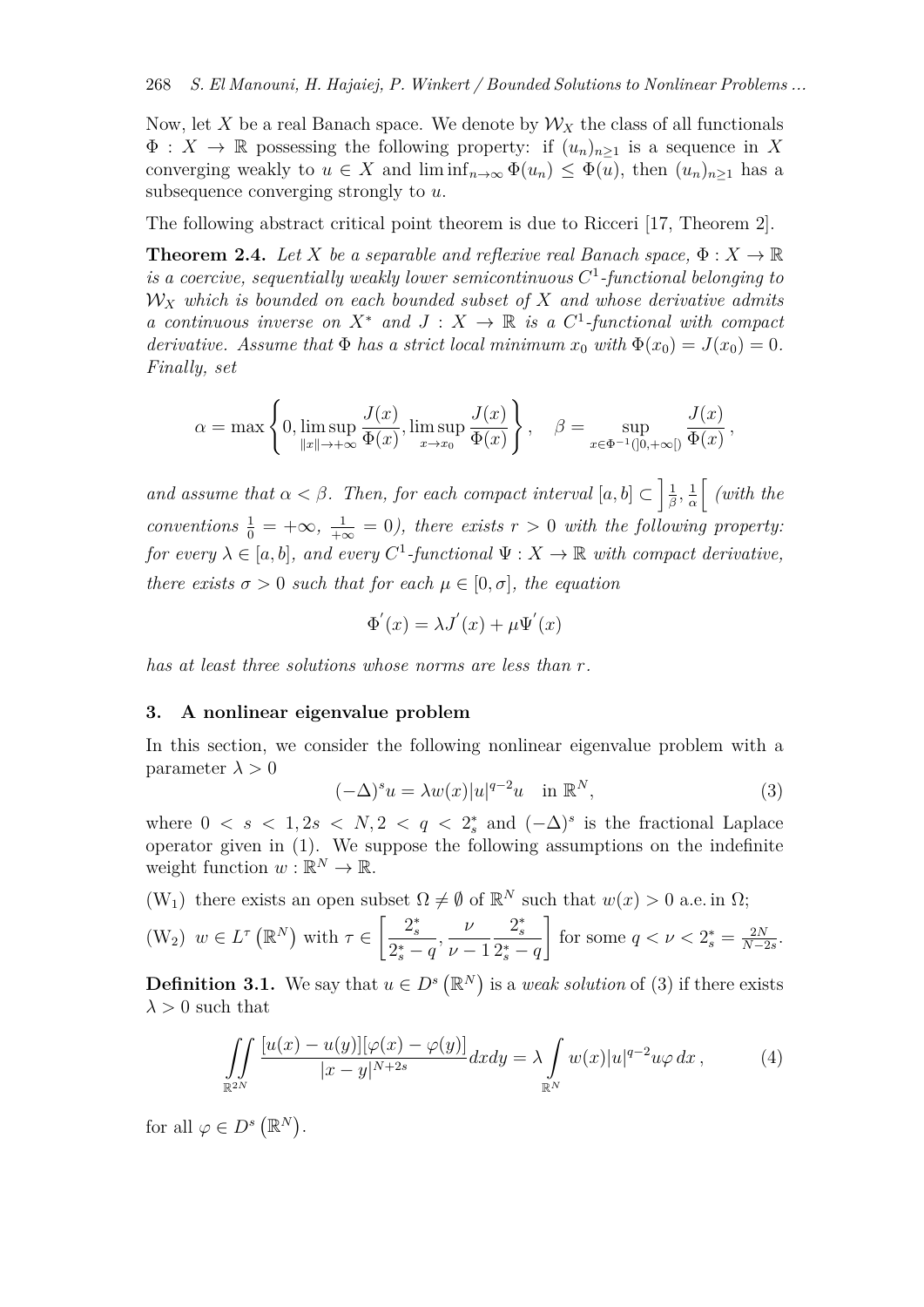Now, let $X$ be a real Banach space. We denote by $\mathcal{W}_X$ the class of all functionals $\Phi : X \to \mathbb{R}$ possessing the following property: if $(u_n)_{n\geq 1}$ is a sequence in $X$ converging weakly to $u \in X$ and $\liminf_{n\to\infty} \Phi(u_n) \leq \Phi(u)$, then $(u_n)_{n\geq 1}$ has a subsequence converging strongly to $u$.

The following abstract critical point theorem is due to Ricceri [17, Theorem 2].

**Theorem 2.4.** *Let $X$ be a separable and reflexive real Banach space, $\Phi : X \to \mathbb{R}$ is a coercive, sequentially weakly lower semicontinuous $C^1$-functional belonging to $\mathcal{W}_X$ which is bounded on each bounded subset of $X$ and whose derivative admits a continuous inverse on $X^*$ and $J : X \to \mathbb{R}$ is a $C^1$-functional with compact derivative. Assume that $\Phi$ has a strict local minimum $x_0$ with $\Phi(x_0) = J(x_0) = 0$. Finally, set*

$$\alpha = \max\left\{0, \limsup_{\|x\|\to+\infty} \frac{J(x)}{\Phi(x)}, \limsup_{x\to x_0} \frac{J(x)}{\Phi(x)}\right\}, \quad \beta = \sup_{x\in\Phi^{-1}(]0,+\infty[)} \frac{J(x)}{\Phi(x)},$$

*and assume that $\alpha < \beta$. Then, for each compact interval $[a,b] \subset \left]\frac{1}{\beta}, \frac{1}{\alpha}\right[$ (with the conventions $\frac{1}{0} = +\infty$, $\frac{1}{+\infty} = 0$), there exists $r > 0$ with the following property: for every $\lambda \in [a,b]$, and every $C^1$-functional $\Psi : X \to \mathbb{R}$ with compact derivative, there exists $\sigma > 0$ such that for each $\mu \in [0,\sigma]$, the equation*

$$\Phi'(x) = \lambda J'(x) + \mu\Psi'(x)$$

*has at least three solutions whose norms are less than $r$.*

## 3. A nonlinear eigenvalue problem

In this section, we consider the following nonlinear eigenvalue problem with a parameter $\lambda > 0$

$$(-\Delta)^s u = \lambda w(x)|u|^{q-2}u \quad \text{in } \mathbb{R}^N, \tag{3}$$

where $0 < s < 1, 2s < N, 2 < q < 2_s^*$ and $(-\Delta)^s$ is the fractional Laplace operator given in (1). We suppose the following assumptions on the indefinite weight function $w : \mathbb{R}^N \to \mathbb{R}$.

($\mathrm{W}_1$) there exists an open subset $\Omega \neq \emptyset$ of $\mathbb{R}^N$ such that $w(x) > 0$ a.e. in $\Omega$;

($\mathrm{W}_2$) $w \in L^\tau\left(\mathbb{R}^N\right)$ with $\tau \in \left[\dfrac{2_s^*}{2_s^*-q}, \dfrac{\nu}{\nu-1}\dfrac{2_s^*}{2_s^*-q}\right]$ for some $q < \nu < 2_s^* = \frac{2N}{N-2s}$.

**Definition 3.1.** We say that $u \in D^s\left(\mathbb{R}^N\right)$ is a *weak solution* of (3) if there exists $\lambda > 0$ such that

$$\iint_{\mathbb{R}^{2N}} \frac{[u(x)-u(y)][\varphi(x)-\varphi(y)]}{|x-y|^{N+2s}} dxdy = \lambda \int_{\mathbb{R}^N} w(x)|u|^{q-2}u\varphi \, dx, \tag{4}$$

for all $\varphi \in D^s\left(\mathbb{R}^N\right)$.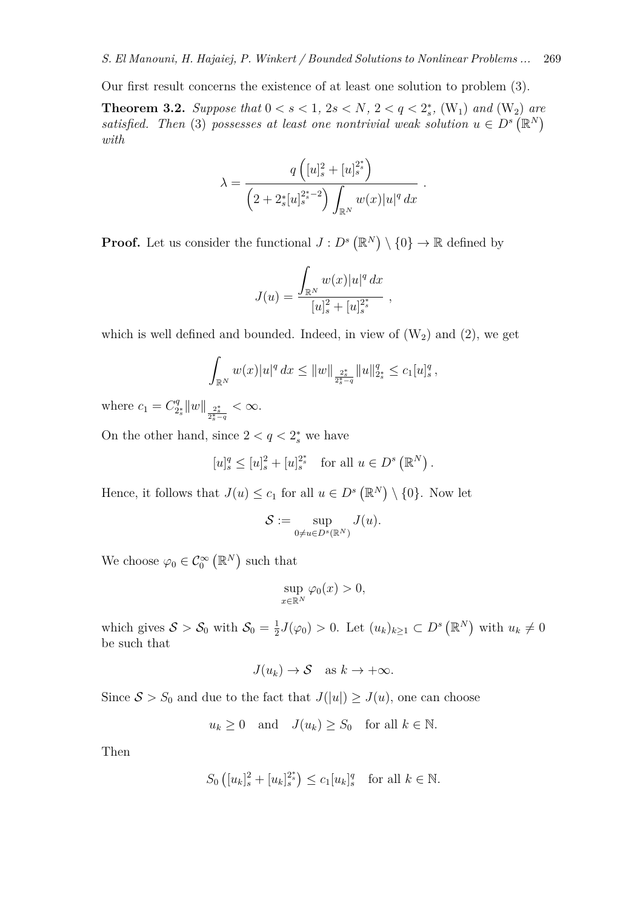Our first result concerns the existence of at least one solution to problem (3).

**Theorem 3.2.** *Suppose that $0 < s < 1$, $2s < N$, $2 < q < 2_s^*$, $(\mathrm{W}_1)$ and $(\mathrm{W}_2)$ are satisfied. Then (3) possesses at least one nontrivial weak solution $u \in D^s\left(\mathbb{R}^N\right)$ with*

$$\lambda = \frac{q\left([u]_s^2 + [u]_s^{2_s^*}\right)}{\left(2 + 2_s^*[u]_s^{2_s^*-2}\right)\displaystyle\int_{\mathbb{R}^N} w(x)|u|^q\,dx}\,.$$

**Proof.** Let us consider the functional $J : D^s\left(\mathbb{R}^N\right) \setminus \{0\} \to \mathbb{R}$ defined by

$$J(u) = \frac{\displaystyle\int_{\mathbb{R}^N} w(x)|u|^q\,dx}{[u]_s^2 + [u]_s^{2_s^*}}\,,$$

which is well defined and bounded. Indeed, in view of $(\mathrm{W}_2)$ and (2), we get

$$\int_{\mathbb{R}^N} w(x)|u|^q\,dx \le \|w\|_{\frac{2_s^*}{2_s^*-q}} \|u\|_{2_s^*}^q \le c_1[u]_s^q\,,$$

where $c_1 = C_{2_s^*}^q \|w\|_{\frac{2_s^*}{2_s^*-q}} < \infty$.

On the other hand, since $2 < q < 2_s^*$ we have

$$[u]_s^q \le [u]_s^2 + [u]_s^{2_s^*} \quad \text{for all } u \in D^s\left(\mathbb{R}^N\right).$$

Hence, it follows that $J(u) \le c_1$ for all $u \in D^s\left(\mathbb{R}^N\right) \setminus \{0\}$. Now let

$$\mathcal{S} := \sup_{0 \neq u \in D^s(\mathbb{R}^N)} J(u).$$

We choose $\varphi_0 \in \mathcal{C}_0^\infty\left(\mathbb{R}^N\right)$ such that

$$\sup_{x \in \mathbb{R}^N} \varphi_0(x) > 0,$$

which gives $\mathcal{S} > \mathcal{S}_0$ with $\mathcal{S}_0 = \frac{1}{2}J(\varphi_0) > 0$. Let $(u_k)_{k \ge 1} \subset D^s\left(\mathbb{R}^N\right)$ with $u_k \neq 0$ be such that

$$J(u_k) \to \mathcal{S} \quad \text{as } k \to +\infty.$$

Since $\mathcal{S} > S_0$ and due to the fact that $J(|u|) \ge J(u)$, one can choose

$$u_k \ge 0 \quad \text{and} \quad J(u_k) \ge S_0 \quad \text{for all } k \in \mathbb{N}.$$

Then

$$S_0\left([u_k]_s^2 + [u_k]_s^{2_s^*}\right) \le c_1[u_k]_s^q \quad \text{for all } k \in \mathbb{N}.$$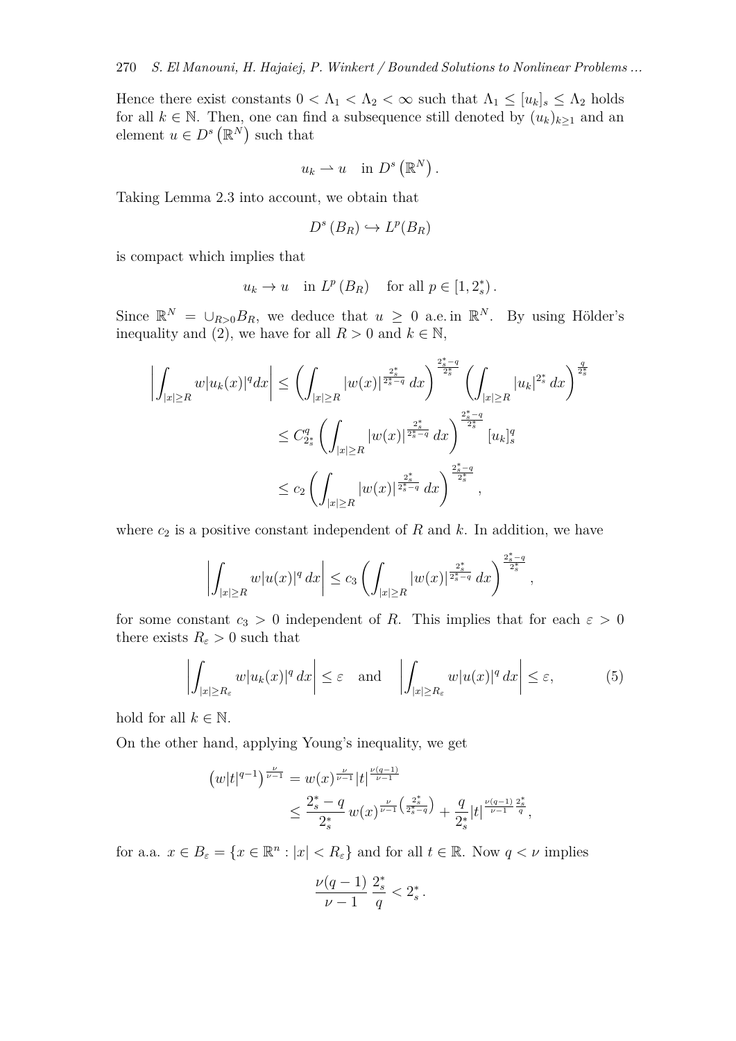Hence there exist constants $0 < \Lambda_1 < \Lambda_2 < \infty$ such that $\Lambda_1 \leq [u_k]_s \leq \Lambda_2$ holds for all $k \in \mathbb{N}$. Then, one can find a subsequence still denoted by $(u_k)_{k\geq 1}$ and an element $u \in D^s\left(\mathbb{R}^N\right)$ such that

$$u_k \rightharpoonup u \quad \text{in } D^s\left(\mathbb{R}^N\right).$$

Taking Lemma 2.3 into account, we obtain that

$$D^s\left(B_R\right) \hookrightarrow L^p(B_R)$$

is compact which implies that

$$u_k \to u \quad \text{in } L^p\left(B_R\right) \quad \text{for all } p \in [1, 2_s^*).$$

Since $\mathbb{R}^N = \cup_{R>0} B_R$, we deduce that $u \geq 0$ a.e. in $\mathbb{R}^N$. By using Hölder's inequality and (2), we have for all $R > 0$ and $k \in \mathbb{N}$,

$$\begin{aligned}
\left| \int_{|x|\geq R} w|u_k(x)|^q dx \right| &\leq \left( \int_{|x|\geq R} |w(x)|^{\frac{2_s^*}{2_s^*-q}}\, dx \right)^{\frac{2_s^*-q}{2_s^*}} \left( \int_{|x|\geq R} |u_k|^{2_s^*}\, dx \right)^{\frac{q}{2_s^*}} \\
&\leq C_{2_s^*}^q \left( \int_{|x|\geq R} |w(x)|^{\frac{2_s^*}{2_s^*-q}}\, dx \right)^{\frac{2_s^*-q}{2_s^*}} [u_k]_s^q \\
&\leq c_2 \left( \int_{|x|\geq R} |w(x)|^{\frac{2_s^*}{2_s^*-q}}\, dx \right)^{\frac{2_s^*-q}{2_s^*}},
\end{aligned}$$

where $c_2$ is a positive constant independent of $R$ and $k$. In addition, we have

$$\left| \int_{|x|\geq R} w|u(x)|^q \, dx \right| \leq c_3 \left( \int_{|x|\geq R} |w(x)|^{\frac{2_s^*}{2_s^*-q}}\, dx \right)^{\frac{2_s^*-q}{2_s^*}},$$

for some constant $c_3 > 0$ independent of $R$. This implies that for each $\varepsilon > 0$ there exists $R_\varepsilon > 0$ such that

$$\left| \int_{|x|\geq R_\varepsilon} w|u_k(x)|^q \, dx \right| \leq \varepsilon \quad \text{and} \quad \left| \int_{|x|\geq R_\varepsilon} w|u(x)|^q \, dx \right| \leq \varepsilon, \tag{5}$$

hold for all $k \in \mathbb{N}$.

On the other hand, applying Young's inequality, we get

$$\begin{aligned}
\left(w|t|^{q-1}\right)^{\frac{\nu}{\nu-1}} &= w(x)^{\frac{\nu}{\nu-1}} |t|^{\frac{\nu(q-1)}{\nu-1}} \\
&\leq \frac{2_s^* - q}{2_s^*}\, w(x)^{\frac{\nu}{\nu-1}\left(\frac{2_s^*}{2_s^*-q}\right)} + \frac{q}{2_s^*} |t|^{\frac{\nu(q-1)}{\nu-1}\frac{2_s^*}{q}},
\end{aligned}$$

for a.a. $x \in B_\varepsilon = \{x \in \mathbb{R}^n : |x| < R_\varepsilon\}$ and for all $t \in \mathbb{R}$. Now $q < \nu$ implies

$$\frac{\nu(q-1)}{\nu-1}\,\frac{2_s^*}{q} < 2_s^*.$$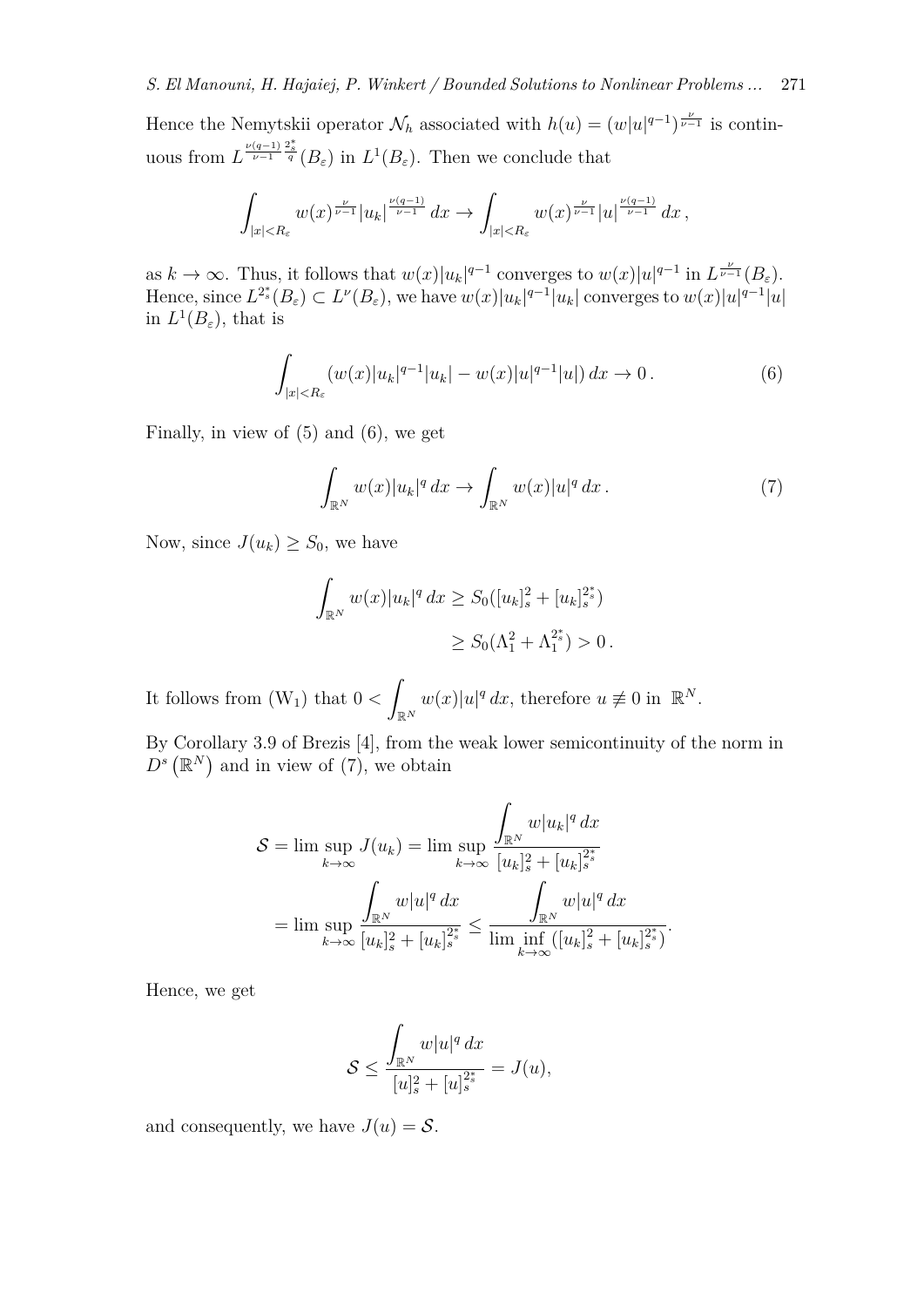Hence the Nemytskii operator $\mathcal{N}_h$ associated with $h(u) = (w|u|^{q-1})^{\frac{\nu}{\nu-1}}$ is continuous from $L^{\frac{\nu(q-1)}{\nu-1}\frac{2_s^*}{q}}(B_\varepsilon)$ in $L^1(B_\varepsilon)$. Then we conclude that

$$\int_{|x|<R_\varepsilon} w(x)^{\frac{\nu}{\nu-1}} |u_k|^{\frac{\nu(q-1)}{\nu-1}} \, dx \to \int_{|x|<R_\varepsilon} w(x)^{\frac{\nu}{\nu-1}} |u|^{\frac{\nu(q-1)}{\nu-1}} \, dx \,,$$

as $k \to \infty$. Thus, it follows that $w(x)|u_k|^{q-1}$ converges to $w(x)|u|^{q-1}$ in $L^{\frac{\nu}{\nu-1}}(B_\varepsilon)$. Hence, since $L^{2_s^*}(B_\varepsilon) \subset L^\nu(B_\varepsilon)$, we have $w(x)|u_k|^{q-1}|u_k|$ converges to $w(x)|u|^{q-1}|u|$ in $L^1(B_\varepsilon)$, that is

$$\int_{|x|<R_\varepsilon} (w(x)|u_k|^{q-1}|u_k| - w(x)|u|^{q-1}|u|) \, dx \to 0 \,. \tag{6}$$

Finally, in view of (5) and (6), we get

$$\int_{\mathbb{R}^N} w(x)|u_k|^q \, dx \to \int_{\mathbb{R}^N} w(x)|u|^q \, dx \,. \tag{7}$$

Now, since $J(u_k) \geq S_0$, we have

$$\begin{aligned}
\int_{\mathbb{R}^N} w(x)|u_k|^q \, dx &\geq S_0([u_k]_s^2 + [u_k]_s^{2_s^*}) \\
&\geq S_0(\Lambda_1^2 + \Lambda_1^{2_s^*}) > 0 \,.
\end{aligned}$$

It follows from (W$_1$) that $0 < \displaystyle\int_{\mathbb{R}^N} w(x)|u|^q \, dx$, therefore $u \not\equiv 0$ in $\mathbb{R}^N$.

By Corollary 3.9 of Brezis [4], from the weak lower semicontinuity of the norm in $D^s(\mathbb{R}^N)$ and in view of (7), we obtain

$$\begin{aligned}
\mathcal{S} &= \limsup_{k\to\infty} J(u_k) = \limsup_{k\to\infty} \frac{\displaystyle\int_{\mathbb{R}^N} w|u_k|^q \, dx}{[u_k]_s^2 + [u_k]_s^{2_s^*}} \\
&= \limsup_{k\to\infty} \frac{\displaystyle\int_{\mathbb{R}^N} w|u|^q \, dx}{[u_k]_s^2 + [u_k]_s^{2_s^*}} \leq \frac{\displaystyle\int_{\mathbb{R}^N} w|u|^q \, dx}{\liminf\limits_{k\to\infty}([u_k]_s^2 + [u_k]_s^{2_s^*})}.
\end{aligned}$$

Hence, we get

$$\mathcal{S} \leq \frac{\displaystyle\int_{\mathbb{R}^N} w|u|^q \, dx}{[u]_s^2 + [u]_s^{2_s^*}} = J(u),$$

and consequently, we have $J(u) = \mathcal{S}$.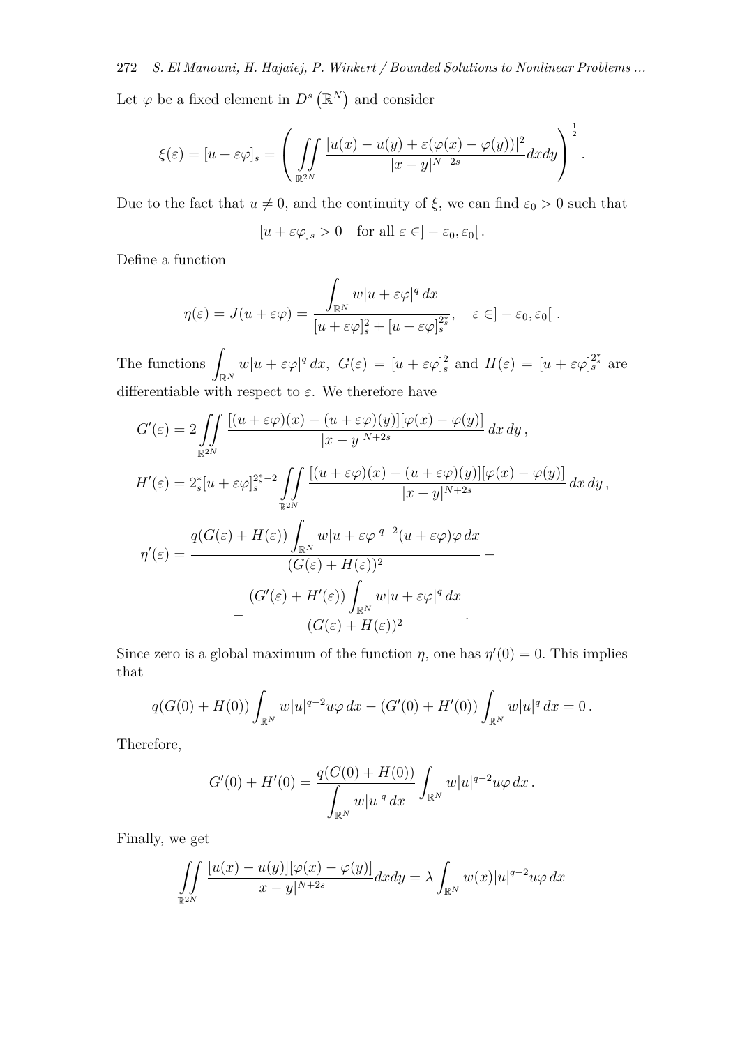Let $\varphi$ be a fixed element in $D^s\left(\mathbb{R}^N\right)$ and consider

$$\xi(\varepsilon) = [u + \varepsilon\varphi]_s = \left( \iint\limits_{\mathbb{R}^{2N}} \frac{|u(x) - u(y) + \varepsilon(\varphi(x) - \varphi(y))|^2}{|x-y|^{N+2s}} dxdy \right)^{\frac{1}{2}}.$$

Due to the fact that $u \neq 0$, and the continuity of $\xi$, we can find $\varepsilon_0 > 0$ such that

$$[u + \varepsilon\varphi]_s > 0 \quad \text{for all } \varepsilon \in ]-\varepsilon_0, \varepsilon_0[\,.$$

Define a function

$$\eta(\varepsilon) = J(u + \varepsilon\varphi) = \frac{\displaystyle\int_{\mathbb{R}^N} w|u + \varepsilon\varphi|^q \, dx}{[u + \varepsilon\varphi]_s^2 + [u + \varepsilon\varphi]_s^{2_s^*}}, \quad \varepsilon \in ]-\varepsilon_0, \varepsilon_0[\;.$$

The functions $\displaystyle\int_{\mathbb{R}^N} w|u + \varepsilon\varphi|^q \, dx$, $G(\varepsilon) = [u + \varepsilon\varphi]_s^2$ and $H(\varepsilon) = [u + \varepsilon\varphi]_s^{2_s^*}$ are differentiable with respect to $\varepsilon$. We therefore have

$$G'(\varepsilon) = 2 \iint\limits_{\mathbb{R}^{2N}} \frac{[(u + \varepsilon\varphi)(x) - (u + \varepsilon\varphi)(y)][\varphi(x) - \varphi(y)]}{|x-y|^{N+2s}} \, dx \, dy \,,$$

$$H'(\varepsilon) = 2_s^*[u + \varepsilon\varphi]_s^{2_s^*-2} \iint\limits_{\mathbb{R}^{2N}} \frac{[(u + \varepsilon\varphi)(x) - (u + \varepsilon\varphi)(y)][\varphi(x) - \varphi(y)]}{|x-y|^{N+2s}} \, dx \, dy \,,$$

$$\eta'(\varepsilon) = \frac{q(G(\varepsilon) + H(\varepsilon)) \displaystyle\int_{\mathbb{R}^N} w|u + \varepsilon\varphi|^{q-2}(u + \varepsilon\varphi)\varphi \, dx}{(G(\varepsilon) + H(\varepsilon))^2} - \\ - \frac{(G'(\varepsilon) + H'(\varepsilon)) \displaystyle\int_{\mathbb{R}^N} w|u + \varepsilon\varphi|^q \, dx}{(G(\varepsilon) + H(\varepsilon))^2}\,.$$

Since zero is a global maximum of the function $\eta$, one has $\eta'(0) = 0$. This implies that

$$q(G(0) + H(0)) \int_{\mathbb{R}^N} w|u|^{q-2}u\varphi \, dx - (G'(0) + H'(0)) \int_{\mathbb{R}^N} w|u|^q \, dx = 0\,.$$

Therefore,

$$G'(0) + H'(0) = \frac{q(G(0) + H(0))}{\displaystyle\int_{\mathbb{R}^N} w|u|^q \, dx} \int_{\mathbb{R}^N} w|u|^{q-2}u\varphi \, dx\,.$$

Finally, we get

$$\iint\limits_{\mathbb{R}^{2N}} \frac{[u(x) - u(y)][\varphi(x) - \varphi(y)]}{|x-y|^{N+2s}} dxdy = \lambda \int_{\mathbb{R}^N} w(x)|u|^{q-2}u\varphi \, dx$$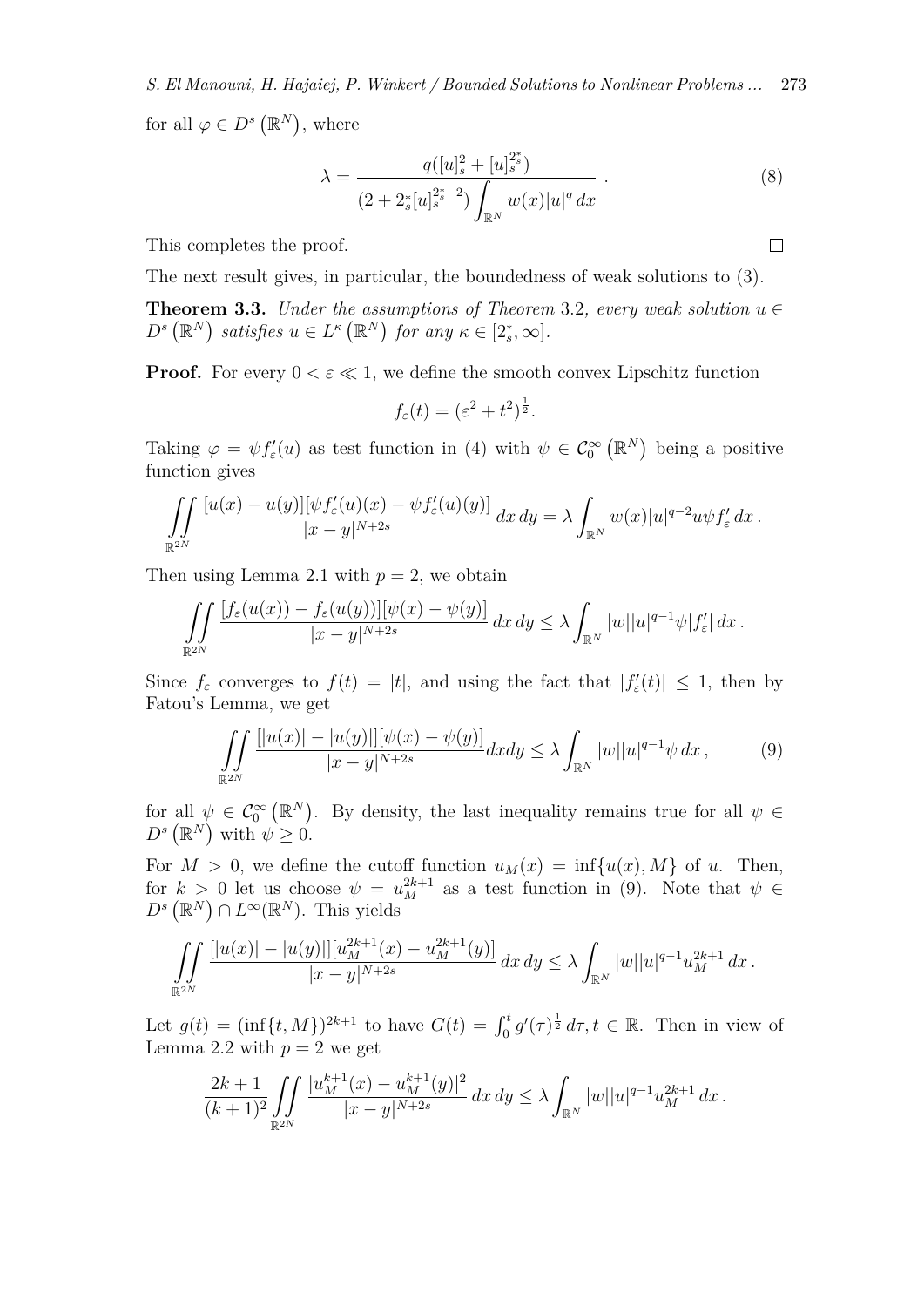for all $\varphi \in D^s(\mathbb{R}^N)$, where

$$\lambda = \frac{q([u]_s^2 + [u]_s^{2_s^*})}{(2 + 2_s^*[u]_s^{2_s^*-2}) \displaystyle\int_{\mathbb{R}^N} w(x)|u|^q \, dx} \,. \tag{8}$$

This completes the proof. $\square$

The next result gives, in particular, the boundedness of weak solutions to (3).

**Theorem 3.3.** *Under the assumptions of Theorem* 3.2*, every weak solution $u \in D^s(\mathbb{R}^N)$ satisfies $u \in L^\kappa(\mathbb{R}^N)$ for any $\kappa \in [2_s^*, \infty]$.*

**Proof.** For every $0 < \varepsilon \ll 1$, we define the smooth convex Lipschitz function

$$f_\varepsilon(t) = (\varepsilon^2 + t^2)^{\frac{1}{2}}.$$

Taking $\varphi = \psi f_\varepsilon'(u)$ as test function in (4) with $\psi \in \mathcal{C}_0^\infty(\mathbb{R}^N)$ being a positive function gives

$$\iint\limits_{\mathbb{R}^{2N}} \frac{[u(x) - u(y)][\psi f_\varepsilon'(u)(x) - \psi f_\varepsilon'(u)(y)]}{|x-y|^{N+2s}} \, dx \, dy = \lambda \int_{\mathbb{R}^N} w(x)|u|^{q-2} u \psi f_\varepsilon' \, dx \,.$$

Then using Lemma 2.1 with $p = 2$, we obtain

$$\iint\limits_{\mathbb{R}^{2N}} \frac{[f_\varepsilon(u(x)) - f_\varepsilon(u(y))][\psi(x) - \psi(y)]}{|x-y|^{N+2s}} \, dx \, dy \le \lambda \int_{\mathbb{R}^N} |w||u|^{q-1} \psi |f_\varepsilon'| \, dx \,.$$

Since $f_\varepsilon$ converges to $f(t) = |t|$, and using the fact that $|f_\varepsilon'(t)| \le 1$, then by Fatou's Lemma, we get

$$\iint\limits_{\mathbb{R}^{2N}} \frac{[|u(x)| - |u(y)|][\psi(x) - \psi(y)]}{|x-y|^{N+2s}} dx dy \le \lambda \int_{\mathbb{R}^N} |w||u|^{q-1} \psi \, dx \,, \tag{9}$$

for all $\psi \in \mathcal{C}_0^\infty(\mathbb{R}^N)$. By density, the last inequality remains true for all $\psi \in D^s(\mathbb{R}^N)$ with $\psi \ge 0$.

For $M > 0$, we define the cutoff function $u_M(x) = \inf\{u(x), M\}$ of $u$. Then, for $k > 0$ let us choose $\psi = u_M^{2k+1}$ as a test function in (9). Note that $\psi \in D^s(\mathbb{R}^N) \cap L^\infty(\mathbb{R}^N)$. This yields

$$\iint\limits_{\mathbb{R}^{2N}} \frac{[|u(x)| - |u(y)|][u_M^{2k+1}(x) - u_M^{2k+1}(y)]}{|x-y|^{N+2s}} \, dx \, dy \le \lambda \int_{\mathbb{R}^N} |w||u|^{q-1} u_M^{2k+1} \, dx \,.$$

Let $g(t) = (\inf\{t, M\})^{2k+1}$ to have $G(t) = \int_0^t g'(\tau)^{\frac{1}{2}} \, d\tau, t \in \mathbb{R}$. Then in view of Lemma 2.2 with $p = 2$ we get

$$\frac{2k+1}{(k+1)^2} \iint\limits_{\mathbb{R}^{2N}} \frac{|u_M^{k+1}(x) - u_M^{k+1}(y)|^2}{|x-y|^{N+2s}} \, dx \, dy \le \lambda \int_{\mathbb{R}^N} |w||u|^{q-1} u_M^{2k+1} \, dx \,.$$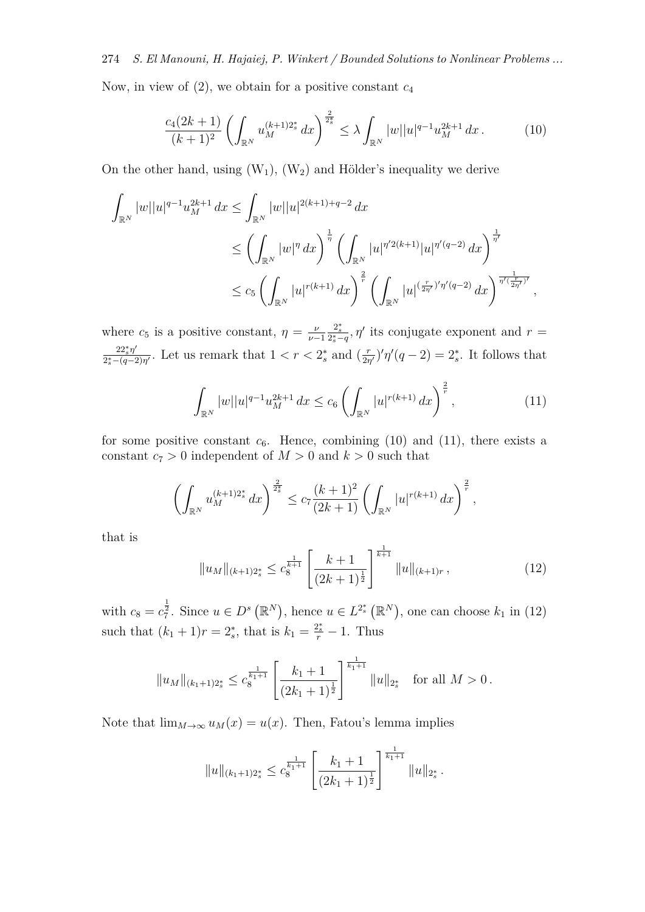Now, in view of (2), we obtain for a positive constant $c_4$

$$
\frac{c_4(2k+1)}{(k+1)^2}\left(\int_{\mathbb{R}^N} u_M^{(k+1)2_s^*}\,dx\right)^{\frac{2}{2_s^*}} \le \lambda \int_{\mathbb{R}^N} |w||u|^{q-1}u_M^{2k+1}\,dx\,. \tag{10}
$$

On the other hand, using $(\mathrm{W}_1)$, $(\mathrm{W}_2)$ and Hölder's inequality we derive

$$
\begin{aligned}
\int_{\mathbb{R}^N} |w||u|^{q-1}u_M^{2k+1}\,dx &\le \int_{\mathbb{R}^N} |w||u|^{2(k+1)+q-2}\,dx \\
&\le \left(\int_{\mathbb{R}^N} |w|^{\eta}\,dx\right)^{\frac{1}{\eta}} \left(\int_{\mathbb{R}^N} |u|^{\eta' 2(k+1)}|u|^{\eta'(q-2)}\,dx\right)^{\frac{1}{\eta'}} \\
&\le c_5 \left(\int_{\mathbb{R}^N} |u|^{r(k+1)}\,dx\right)^{\frac{2}{r}} \left(\int_{\mathbb{R}^N} |u|^{(\frac{r}{2\eta'})'\eta'(q-2)}\,dx\right)^{\frac{1}{\eta'(\frac{r}{2\eta'})'}},
\end{aligned}
$$

where $c_5$ is a positive constant, $\eta = \frac{\nu}{\nu-1}\frac{2_s^*}{2_s^*-q}$, $\eta'$ its conjugate exponent and $r = \frac{2 2_s^* \eta'}{2_s^*-(q-2)\eta'}$. Let us remark that $1 < r < 2_s^*$ and $(\frac{r}{2\eta'})'\eta'(q-2) = 2_s^*$. It follows that

$$
\int_{\mathbb{R}^N} |w||u|^{q-1}u_M^{2k+1}\,dx \le c_6 \left(\int_{\mathbb{R}^N} |u|^{r(k+1)}\,dx\right)^{\frac{2}{r}}, \tag{11}
$$

for some positive constant $c_6$. Hence, combining (10) and (11), there exists a constant $c_7 > 0$ independent of $M > 0$ and $k > 0$ such that

$$
\left(\int_{\mathbb{R}^N} u_M^{(k+1)2_s^*}\,dx\right)^{\frac{2}{2_s^*}} \le c_7 \frac{(k+1)^2}{(2k+1)} \left(\int_{\mathbb{R}^N} |u|^{r(k+1)}\,dx\right)^{\frac{2}{r}},
$$

that is

$$
\|u_M\|_{(k+1)2_s^*} \le c_8^{\frac{1}{k+1}} \left[\frac{k+1}{(2k+1)^{\frac{1}{2}}}\right]^{\frac{1}{k+1}} \|u\|_{(k+1)r}\,, \tag{12}
$$

with $c_8 = c_7^{\frac{1}{2}}$. Since $u \in D^s\left(\mathbb{R}^N\right)$, hence $u \in L^{2_s^*}\left(\mathbb{R}^N\right)$, one can choose $k_1$ in (12) such that $(k_1+1)r = 2_s^*$, that is $k_1 = \frac{2_s^*}{r} - 1$. Thus

$$
\|u_M\|_{(k_1+1)2_s^*} \le c_8^{\frac{1}{k_1+1}} \left[\frac{k_1+1}{(2k_1+1)^{\frac{1}{2}}}\right]^{\frac{1}{k_1+1}} \|u\|_{2_s^*} \quad \text{for all } M > 0\,.
$$

Note that $\lim_{M\to\infty} u_M(x) = u(x)$. Then, Fatou's lemma implies

$$
\|u\|_{(k_1+1)2_s^*} \le c_8^{\frac{1}{k_1+1}} \left[\frac{k_1+1}{(2k_1+1)^{\frac{1}{2}}}\right]^{\frac{1}{k_1+1}} \|u\|_{2_s^*}\,.
$$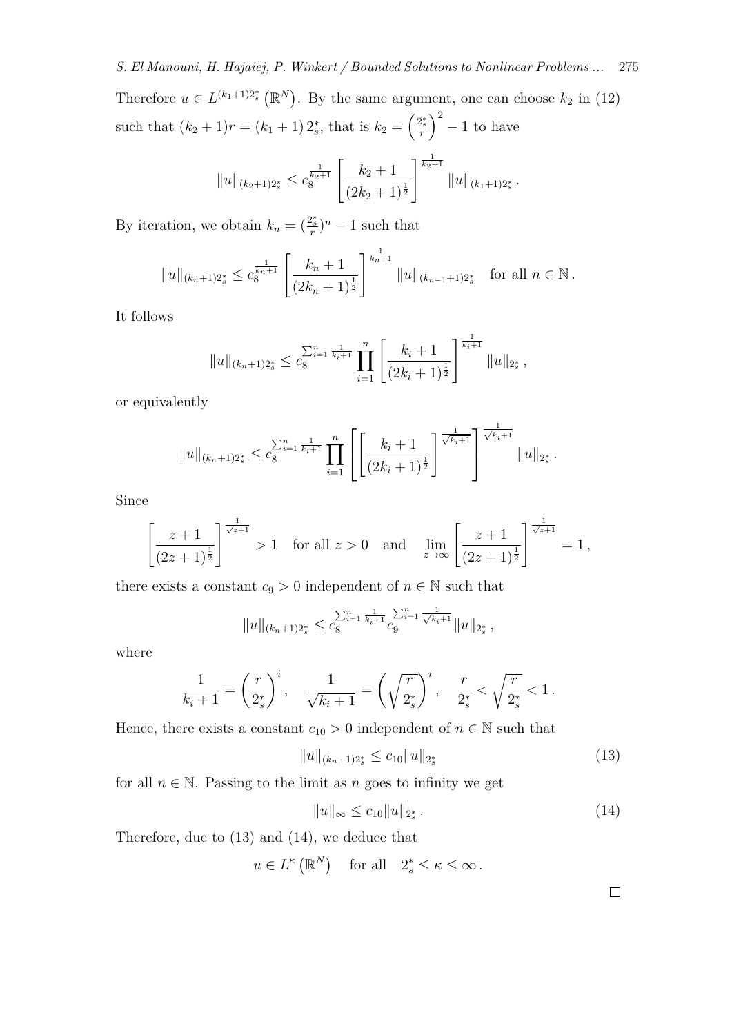Therefore $u \in L^{(k_1+1)2_s^*}(\mathbb{R}^N)$. By the same argument, one can choose $k_2$ in (12) such that $(k_2+1)r = (k_1+1)\, 2_s^*$, that is $k_2 = \left(\frac{2_s^*}{r}\right)^2 - 1$ to have

$$\|u\|_{(k_2+1)2_s^*} \le c_8^{\frac{1}{k_2+1}} \left[\frac{k_2+1}{(2k_2+1)^{\frac{1}{2}}}\right]^{\frac{1}{k_2+1}} \|u\|_{(k_1+1)2_s^*}\,.$$

By iteration, we obtain $k_n = (\frac{2_s^*}{r})^n - 1$ such that

$$\|u\|_{(k_n+1)2_s^*} \le c_8^{\frac{1}{k_n+1}} \left[\frac{k_n+1}{(2k_n+1)^{\frac{1}{2}}}\right]^{\frac{1}{k_n+1}} \|u\|_{(k_{n-1}+1)2_s^*} \quad \text{for all } n \in \mathbb{N}\,.$$

It follows

$$\|u\|_{(k_n+1)2_s^*} \le c_8^{\sum_{i=1}^n \frac{1}{k_i+1}} \prod_{i=1}^n \left[\frac{k_i+1}{(2k_i+1)^{\frac{1}{2}}}\right]^{\frac{1}{k_i+1}} \|u\|_{2_s^*}\,,$$

or equivalently

$$\|u\|_{(k_n+1)2_s^*} \le c_8^{\sum_{i=1}^n \frac{1}{k_i+1}} \prod_{i=1}^n \left[\left[\frac{k_i+1}{(2k_i+1)^{\frac{1}{2}}}\right]^{\frac{1}{\sqrt{k_i+1}}}\right]^{\frac{1}{\sqrt{k_i+1}}} \|u\|_{2_s^*}\,.$$

Since

$$\left[\frac{z+1}{(2z+1)^{\frac{1}{2}}}\right]^{\frac{1}{\sqrt{z+1}}} > 1 \quad \text{for all } z > 0 \quad \text{and} \quad \lim_{z\to\infty} \left[\frac{z+1}{(2z+1)^{\frac{1}{2}}}\right]^{\frac{1}{\sqrt{z+1}}} = 1\,,$$

there exists a constant $c_9 > 0$ independent of $n \in \mathbb{N}$ such that

$$\|u\|_{(k_n+1)2_s^*} \le c_8^{\sum_{i=1}^n \frac{1}{k_i+1}} c_9^{\sum_{i=1}^n \frac{1}{\sqrt{k_i+1}}} \|u\|_{2_s^*}\,,$$

where

$$\frac{1}{k_i+1} = \left(\frac{r}{2_s^*}\right)^i, \quad \frac{1}{\sqrt{k_i+1}} = \left(\sqrt{\frac{r}{2_s^*}}\right)^i, \quad \frac{r}{2_s^*} < \sqrt{\frac{r}{2_s^*}} < 1\,.$$

Hence, there exists a constant $c_{10} > 0$ independent of $n \in \mathbb{N}$ such that

$$\|u\|_{(k_n+1)2_s^*} \le c_{10}\|u\|_{2_s^*} \tag{13}$$

for all $n \in \mathbb{N}$. Passing to the limit as $n$ goes to infinity we get

$$\|u\|_\infty \le c_{10}\|u\|_{2_s^*}\,. \tag{14}$$

Therefore, due to (13) and (14), we deduce that

$$u \in L^\kappa(\mathbb{R}^N) \quad \text{for all} \quad 2_s^* \le \kappa \le \infty\,.$$

□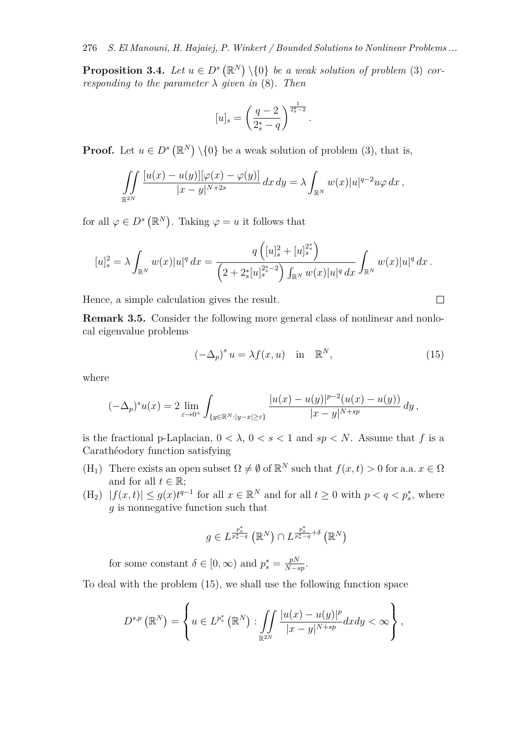**Proposition 3.4.** *Let $u \in D^s(\mathbb{R}^N) \setminus \{0\}$ be a weak solution of problem* (3) *corresponding to the parameter $\lambda$ given in* (8). *Then*

$$[u]_s = \left(\frac{q-2}{2_s^* - q}\right)^{\frac{1}{2_s^*-2}}.$$

**Proof.** Let $u \in D^s(\mathbb{R}^N) \setminus \{0\}$ be a weak solution of problem (3), that is,

$$\iint\limits_{\mathbb{R}^{2N}} \frac{[u(x)-u(y)][\varphi(x)-\varphi(y)]}{|x-y|^{N+2s}}\, dx\, dy = \lambda \int_{\mathbb{R}^N} w(x)|u|^{q-2}u\varphi\, dx\,,$$

for all $\varphi \in D^s(\mathbb{R}^N)$. Taking $\varphi = u$ it follows that

$$[u]_s^2 = \lambda \int_{\mathbb{R}^N} w(x)|u|^q\, dx = \frac{q\left([u]_s^2 + [u]_s^{2_s^*}\right)}{\left(2 + 2_s^*[u]_s^{2_s^*-2}\right)\int_{\mathbb{R}^N} w(x)|u|^q\, dx} \int_{\mathbb{R}^N} w(x)|u|^q\, dx\,.$$

Hence, a simple calculation gives the result. $\square$

**Remark 3.5.** Consider the following more general class of nonlinear and nonlocal eigenvalue problems

$$(-\Delta_p)^s u = \lambda f(x,u) \quad \text{in} \quad \mathbb{R}^N, \tag{15}$$

where

$$(-\Delta_p)^s u(x) = 2 \lim_{\varepsilon \to 0^+} \int_{\{y \in \mathbb{R}^N : |y-x| \geq \varepsilon\}} \frac{|u(x)-u(y)|^{p-2}(u(x)-u(y))}{|x-y|^{N+sp}}\, dy\,,$$

is the fractional p-Laplacian, $0 < \lambda$, $0 < s < 1$ and $sp < N$. Assume that $f$ is a Carathéodory function satisfying

- ($H_1$) There exists an open subset $\Omega \neq \emptyset$ of $\mathbb{R}^N$ such that $f(x,t) > 0$ for a.a. $x \in \Omega$ and for all $t \in \mathbb{R}$;
- ($H_2$) $|f(x,t)| \leq g(x)t^{q-1}$ for all $x \in \mathbb{R}^N$ and for all $t \geq 0$ with $p < q < p_s^*$, where $g$ is nonnegative function such that

  $$g \in L^{\frac{p_s^*}{p_s^*-q}}(\mathbb{R}^N) \cap L^{\frac{p_s^*}{p_s^*-q}+\delta}(\mathbb{R}^N)$$

  for some constant $\delta \in [0,\infty)$ and $p_s^* = \frac{pN}{N-sp}$.

To deal with the problem (15), we shall use the following function space

$$D^{s,p}(\mathbb{R}^N) = \left\{ u \in L^{p_s^*}(\mathbb{R}^N) : \iint\limits_{\mathbb{R}^{2N}} \frac{|u(x)-u(y)|^p}{|x-y|^{N+sp}} dx dy < \infty \right\},$$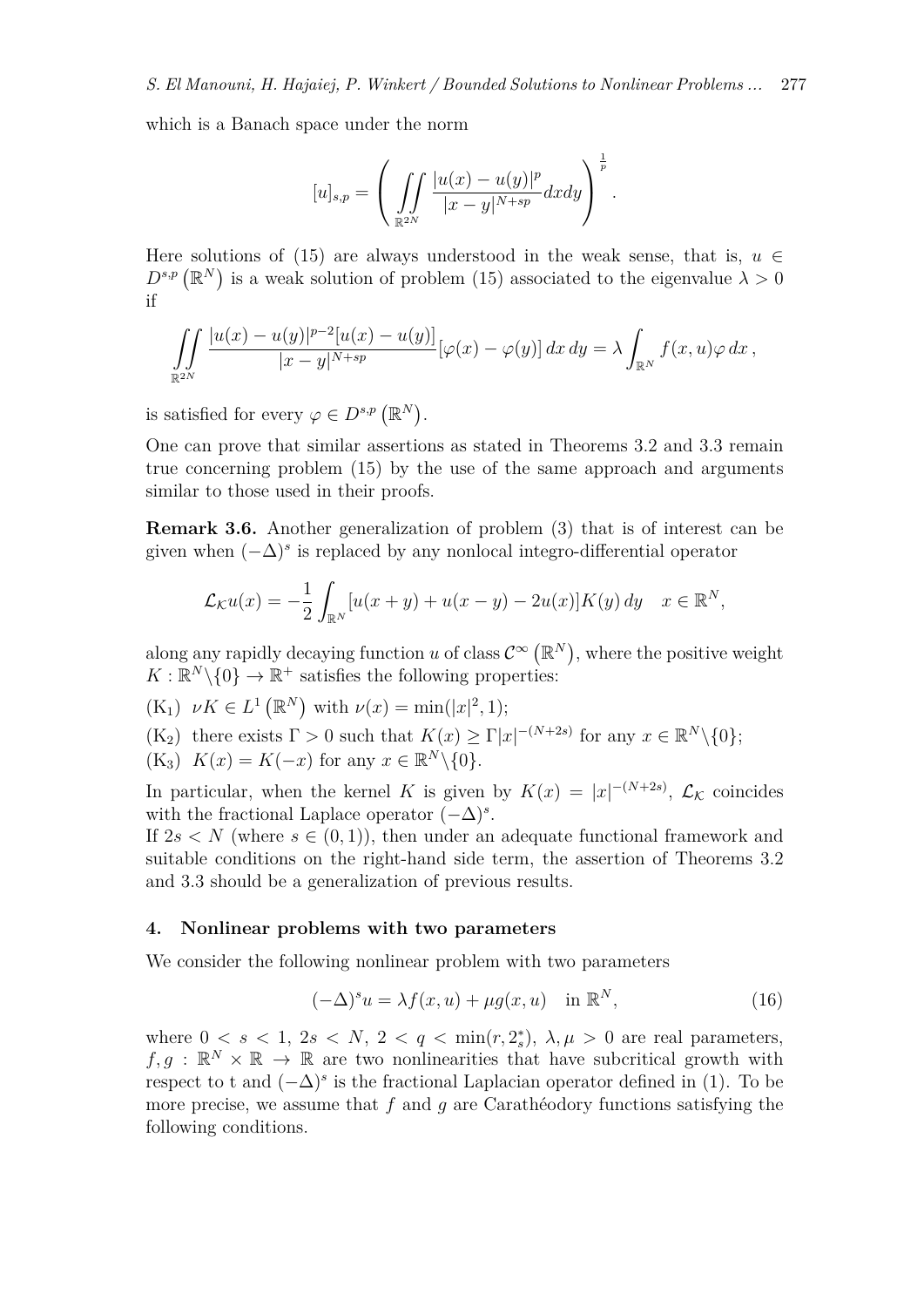which is a Banach space under the norm

$$[u]_{s,p} = \left( \iint\limits_{\mathbb{R}^{2N}} \frac{|u(x) - u(y)|^p}{|x-y|^{N+sp}} dxdy \right)^{\frac{1}{p}}.$$

Here solutions of (15) are always understood in the weak sense, that is, $u \in D^{s,p}\left(\mathbb{R}^N\right)$ is a weak solution of problem (15) associated to the eigenvalue $\lambda > 0$ if

$$\iint\limits_{\mathbb{R}^{2N}} \frac{|u(x) - u(y)|^{p-2}[u(x) - u(y)]}{|x-y|^{N+sp}} [\varphi(x) - \varphi(y)]\, dx\, dy = \lambda \int_{\mathbb{R}^N} f(x,u)\varphi\, dx\,,$$

is satisfied for every $\varphi \in D^{s,p}\left(\mathbb{R}^N\right)$.

One can prove that similar assertions as stated in Theorems 3.2 and 3.3 remain true concerning problem (15) by the use of the same approach and arguments similar to those used in their proofs.

**Remark 3.6.** Another generalization of problem (3) that is of interest can be given when $(-\Delta)^s$ is replaced by any nonlocal integro-differential operator

$$\mathcal{L}_{\mathcal{K}} u(x) = -\frac{1}{2} \int_{\mathbb{R}^N} [u(x+y) + u(x-y) - 2u(x)] K(y)\, dy \quad x \in \mathbb{R}^N,$$

along any rapidly decaying function $u$ of class $\mathcal{C}^\infty\left(\mathbb{R}^N\right)$, where the positive weight $K : \mathbb{R}^N \backslash \{0\} \to \mathbb{R}^+$ satisfies the following properties:

($K_1$) $\nu K \in L^1\left(\mathbb{R}^N\right)$ with $\nu(x) = \min(|x|^2, 1)$;

($K_2$) there exists $\Gamma > 0$ such that $K(x) \geq \Gamma |x|^{-(N+2s)}$ for any $x \in \mathbb{R}^N \backslash \{0\}$;

($K_3$) $K(x) = K(-x)$ for any $x \in \mathbb{R}^N \backslash \{0\}$.

In particular, when the kernel $K$ is given by $K(x) = |x|^{-(N+2s)}$, $\mathcal{L}_{\mathcal{K}}$ coincides with the fractional Laplace operator $(-\Delta)^s$.

If $2s < N$ (where $s \in (0,1)$), then under an adequate functional framework and suitable conditions on the right-hand side term, the assertion of Theorems 3.2 and 3.3 should be a generalization of previous results.

## 4. Nonlinear problems with two parameters

We consider the following nonlinear problem with two parameters

$$(-\Delta)^s u = \lambda f(x,u) + \mu g(x,u) \quad \text{in } \mathbb{R}^N, \tag{16}$$

where $0 < s < 1$, $2s < N$, $2 < q < \min(r, 2_s^*)$, $\lambda, \mu > 0$ are real parameters, $f, g : \mathbb{R}^N \times \mathbb{R} \to \mathbb{R}$ are two nonlinearities that have subcritical growth with respect to t and $(-\Delta)^s$ is the fractional Laplacian operator defined in (1). To be more precise, we assume that $f$ and $g$ are Carathéodory functions satisfying the following conditions.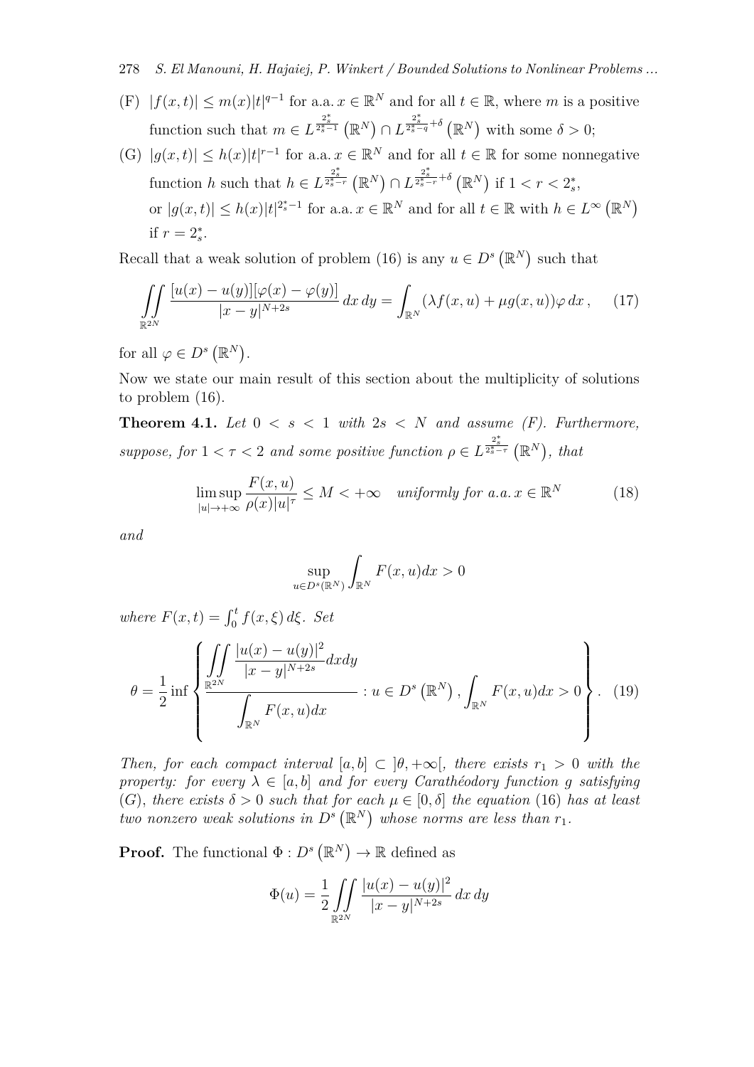- (F) $|f(x,t)| \le m(x)|t|^{q-1}$ for a.a. $x \in \mathbb{R}^N$ and for all $t \in \mathbb{R}$, where $m$ is a positive function such that $m \in L^{\frac{2_s^*}{2_s^*-1}}(\mathbb{R}^N) \cap L^{\frac{2_s^*}{2_s^*-q}+\delta}(\mathbb{R}^N)$ with some $\delta > 0$;
- (G) $|g(x,t)| \le h(x)|t|^{r-1}$ for a.a. $x \in \mathbb{R}^N$ and for all $t \in \mathbb{R}$ for some nonnegative function $h$ such that $h \in L^{\frac{2_s^*}{2_s^*-r}}(\mathbb{R}^N) \cap L^{\frac{2_s^*}{2_s^*-r}+\delta}(\mathbb{R}^N)$ if $1 < r < 2_s^*$, or $|g(x,t)| \le h(x)|t|^{2_s^*-1}$ for a.a. $x \in \mathbb{R}^N$ and for all $t \in \mathbb{R}$ with $h \in L^\infty(\mathbb{R}^N)$ if $r = 2_s^*$.

Recall that a weak solution of problem (16) is any $u \in D^s(\mathbb{R}^N)$ such that

$$\iint_{\mathbb{R}^{2N}} \frac{[u(x)-u(y)][\varphi(x)-\varphi(y)]}{|x-y|^{N+2s}}\,dx\,dy = \int_{\mathbb{R}^N} (\lambda f(x,u) + \mu g(x,u))\varphi\,dx\,, \qquad (17)$$

for all $\varphi \in D^s(\mathbb{R}^N)$.

Now we state our main result of this section about the multiplicity of solutions to problem (16).

**Theorem 4.1.** *Let $0 < s < 1$ with $2s < N$ and assume (F). Furthermore, suppose, for $1 < \tau < 2$ and some positive function $\rho \in L^{\frac{2_s^*}{2_s^*-\tau}}(\mathbb{R}^N)$, that*

$$\limsup_{|u|\to+\infty} \frac{F(x,u)}{\rho(x)|u|^\tau} \le M < +\infty \quad \text{uniformly for a.a. } x \in \mathbb{R}^N \qquad (18)$$

*and*

$$\sup_{u \in D^s(\mathbb{R}^N)} \int_{\mathbb{R}^N} F(x,u)dx > 0$$

*where $F(x,t) = \int_0^t f(x,\xi)\,d\xi$. Set*

$$\theta = \frac{1}{2} \inf \left\{ \frac{\displaystyle\iint_{\mathbb{R}^{2N}} \frac{|u(x)-u(y)|^2}{|x-y|^{N+2s}}dxdy}{\displaystyle\int_{\mathbb{R}^N} F(x,u)dx} : u \in D^s(\mathbb{R}^N),\ \int_{\mathbb{R}^N} F(x,u)dx > 0 \right\}. \quad (19)$$

*Then, for each compact interval $[a,b] \subset ]\theta,+\infty[$, there exists $r_1 > 0$ with the property: for every $\lambda \in [a,b]$ and for every Carathéodory function $g$ satisfying (G), there exists $\delta > 0$ such that for each $\mu \in [0,\delta]$ the equation (16) has at least two nonzero weak solutions in $D^s(\mathbb{R}^N)$ whose norms are less than $r_1$.*

**Proof.** The functional $\Phi : D^s(\mathbb{R}^N) \to \mathbb{R}$ defined as

$$\Phi(u) = \frac{1}{2} \iint_{\mathbb{R}^{2N}} \frac{|u(x)-u(y)|^2}{|x-y|^{N+2s}}\,dx\,dy$$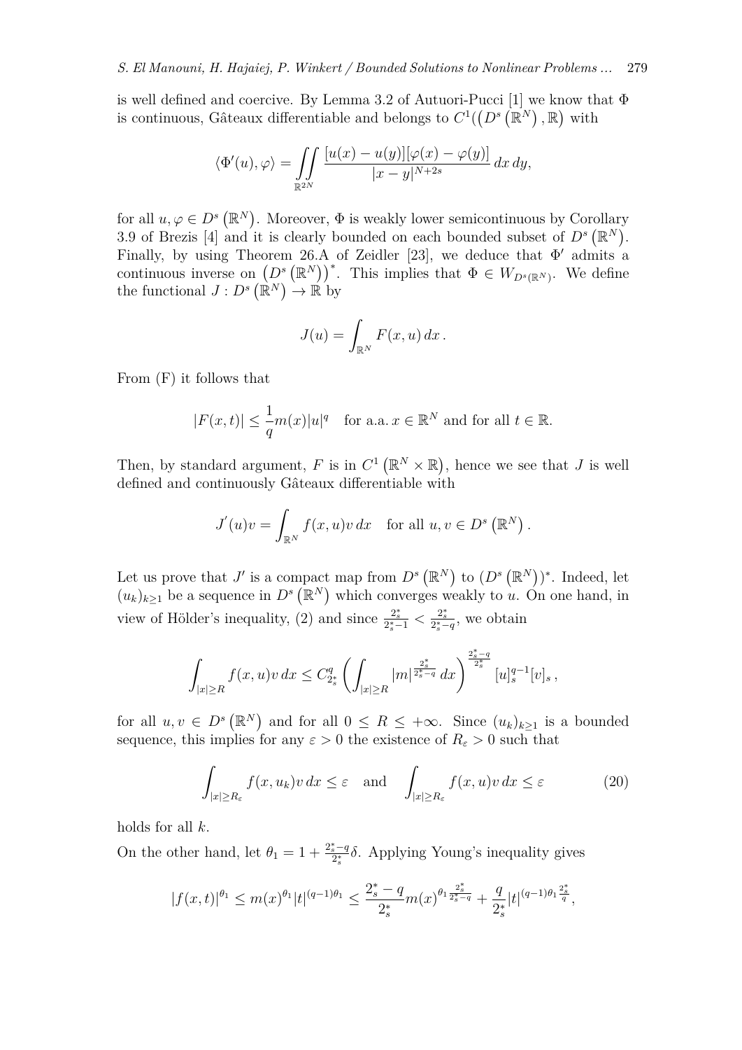is well defined and coercive. By Lemma 3.2 of Autuori-Pucci [1] we know that $\Phi$ is continuous, Gâteaux differentiable and belongs to $C^1((D^s(\mathbb{R}^N), \mathbb{R})$ with

$$\langle \Phi'(u), \varphi \rangle = \iint\limits_{\mathbb{R}^{2N}} \frac{[u(x) - u(y)][\varphi(x) - \varphi(y)]}{|x-y|^{N+2s}} \, dx \, dy,$$

for all $u, \varphi \in D^s(\mathbb{R}^N)$. Moreover, $\Phi$ is weakly lower semicontinuous by Corollary 3.9 of Brezis [4] and it is clearly bounded on each bounded subset of $D^s(\mathbb{R}^N)$. Finally, by using Theorem 26.A of Zeidler [23], we deduce that $\Phi'$ admits a continuous inverse on $(D^s(\mathbb{R}^N))^*$. This implies that $\Phi \in W_{D^s(\mathbb{R}^N)}$. We define the functional $J : D^s(\mathbb{R}^N) \to \mathbb{R}$ by

$$J(u) = \int_{\mathbb{R}^N} F(x, u) \, dx \, .$$

From (F) it follows that

$$|F(x,t)| \leq \frac{1}{q} m(x) |u|^q \quad \text{for a.a. } x \in \mathbb{R}^N \text{ and for all } t \in \mathbb{R}.$$

Then, by standard argument, $F$ is in $C^1(\mathbb{R}^N \times \mathbb{R})$, hence we see that $J$ is well defined and continuously Gâteaux differentiable with

$$J'(u)v = \int_{\mathbb{R}^N} f(x,u) v \, dx \quad \text{for all } u, v \in D^s(\mathbb{R}^N).$$

Let us prove that $J'$ is a compact map from $D^s(\mathbb{R}^N)$ to $(D^s(\mathbb{R}^N))^*$. Indeed, let $(u_k)_{k\geq 1}$ be a sequence in $D^s(\mathbb{R}^N)$ which converges weakly to $u$. On one hand, in view of Hölder's inequality, (2) and since $\frac{2_s^*}{2_s^*-1} < \frac{2_s^*}{2_s^*-q}$, we obtain

$$\int_{|x|\geq R} f(x,u) v \, dx \leq C_{2_s^*}^q \left( \int_{|x|\geq R} |m|^{\frac{2_s^*}{2_s^*-q}} \, dx \right)^{\frac{2_s^*-q}{2_s^*}} [u]_s^{q-1} [v]_s \, ,$$

for all $u, v \in D^s(\mathbb{R}^N)$ and for all $0 \leq R \leq +\infty$. Since $(u_k)_{k\geq 1}$ is a bounded sequence, this implies for any $\varepsilon > 0$ the existence of $R_\varepsilon > 0$ such that

$$\int_{|x|\geq R_\varepsilon} f(x, u_k) v \, dx \leq \varepsilon \quad \text{and} \quad \int_{|x|\geq R_\varepsilon} f(x,u) v \, dx \leq \varepsilon \tag{20}$$

holds for all $k$.

On the other hand, let $\theta_1 = 1 + \frac{2_s^*-q}{2_s^*}\delta$. Applying Young's inequality gives

$$|f(x,t)|^{\theta_1} \leq m(x)^{\theta_1} |t|^{(q-1)\theta_1} \leq \frac{2_s^*-q}{2_s^*} m(x)^{\theta_1 \frac{2_s^*}{2_s^*-q}} + \frac{q}{2_s^*} |t|^{(q-1)\theta_1 \frac{2_s^*}{q}},$$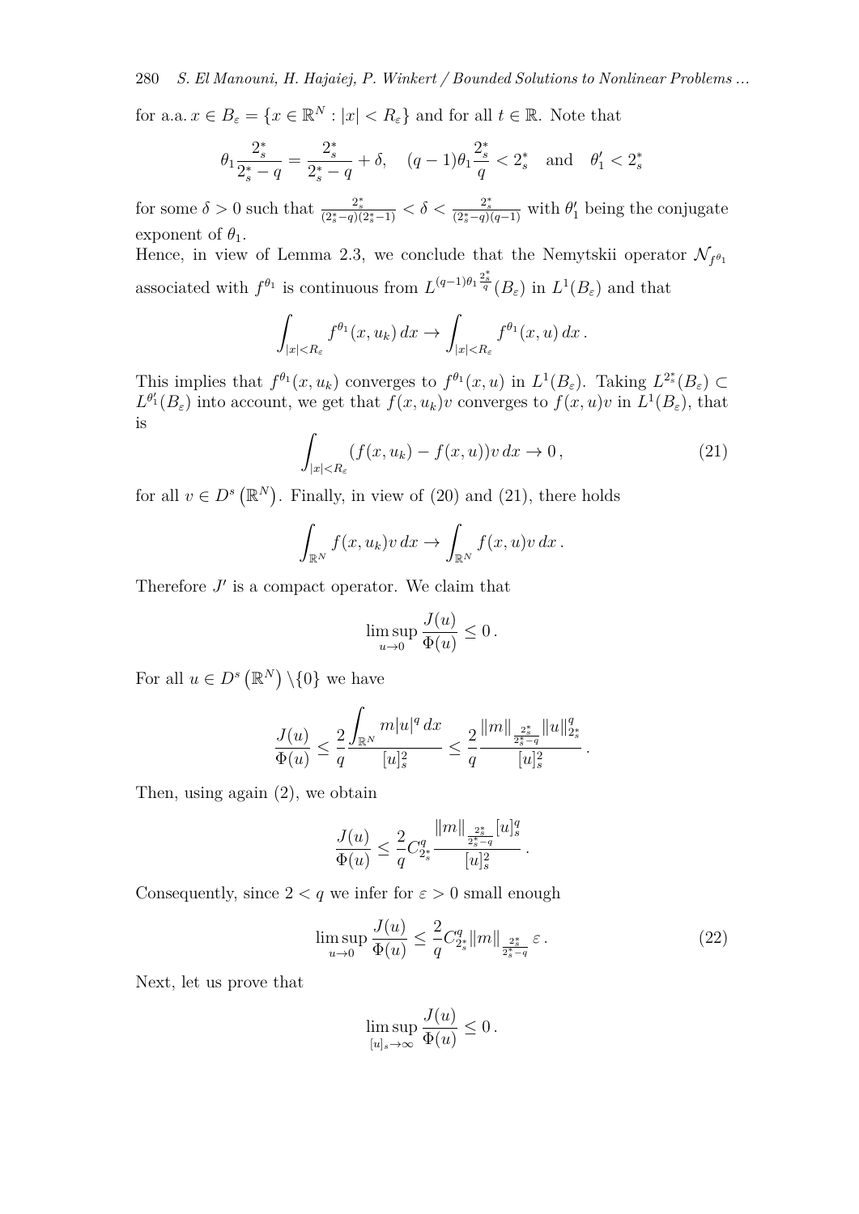for a.a. $x \in B_\varepsilon = \{x \in \mathbb{R}^N : |x| < R_\varepsilon\}$ and for all $t \in \mathbb{R}$. Note that

$$\theta_1 \frac{2_s^*}{2_s^* - q} = \frac{2_s^*}{2_s^* - q} + \delta, \quad (q-1)\theta_1 \frac{2_s^*}{q} < 2_s^* \quad \text{and} \quad \theta_1' < 2_s^*$$

for some $\delta > 0$ such that $\frac{2_s^*}{(2_s^*-q)(2_s^*-1)} < \delta < \frac{2_s^*}{(2_s^*-q)(q-1)}$ with $\theta_1'$ being the conjugate exponent of $\theta_1$.

Hence, in view of Lemma 2.3, we conclude that the Nemytskii operator $\mathcal{N}_{f^{\theta_1}}$ associated with $f^{\theta_1}$ is continuous from $L^{(q-1)\theta_1 \frac{2_s^*}{q}}(B_\varepsilon)$ in $L^1(B_\varepsilon)$ and that

$$\int_{|x|<R_\varepsilon} f^{\theta_1}(x, u_k)\, dx \to \int_{|x|<R_\varepsilon} f^{\theta_1}(x, u)\, dx\,.$$

This implies that $f^{\theta_1}(x, u_k)$ converges to $f^{\theta_1}(x, u)$ in $L^1(B_\varepsilon)$. Taking $L^{2_s^*}(B_\varepsilon) \subset L^{\theta_1'}(B_\varepsilon)$ into account, we get that $f(x, u_k)v$ converges to $f(x, u)v$ in $L^1(B_\varepsilon)$, that is

$$\int_{|x|<R_\varepsilon} (f(x, u_k) - f(x, u))v\, dx \to 0\,, \tag{21}$$

for all $v \in D^s(\mathbb{R}^N)$. Finally, in view of (20) and (21), there holds

$$\int_{\mathbb{R}^N} f(x, u_k)v\, dx \to \int_{\mathbb{R}^N} f(x, u)v\, dx\,.$$

Therefore $J'$ is a compact operator. We claim that

$$\limsup_{u \to 0} \frac{J(u)}{\Phi(u)} \le 0\,.$$

For all $u \in D^s(\mathbb{R}^N) \setminus \{0\}$ we have

$$\frac{J(u)}{\Phi(u)} \le \frac{2}{q} \frac{\int_{\mathbb{R}^N} m|u|^q\, dx}{[u]_s^2} \le \frac{2}{q} \frac{\|m\|_{\frac{2_s^*}{2_s^*-q}} \|u\|_{2_s^*}^q}{[u]_s^2}\,.$$

Then, using again (2), we obtain

$$\frac{J(u)}{\Phi(u)} \le \frac{2}{q} C_{2_s^*}^q \frac{\|m\|_{\frac{2_s^*}{2_s^*-q}} [u]_s^q}{[u]_s^2}\,.$$

Consequently, since $2 < q$ we infer for $\varepsilon > 0$ small enough

$$\limsup_{u \to 0} \frac{J(u)}{\Phi(u)} \le \frac{2}{q} C_{2_s^*}^q \|m\|_{\frac{2_s^*}{2_s^*-q}}\, \varepsilon\,. \tag{22}$$

Next, let us prove that

$$\limsup_{[u]_s \to \infty} \frac{J(u)}{\Phi(u)} \le 0\,.$$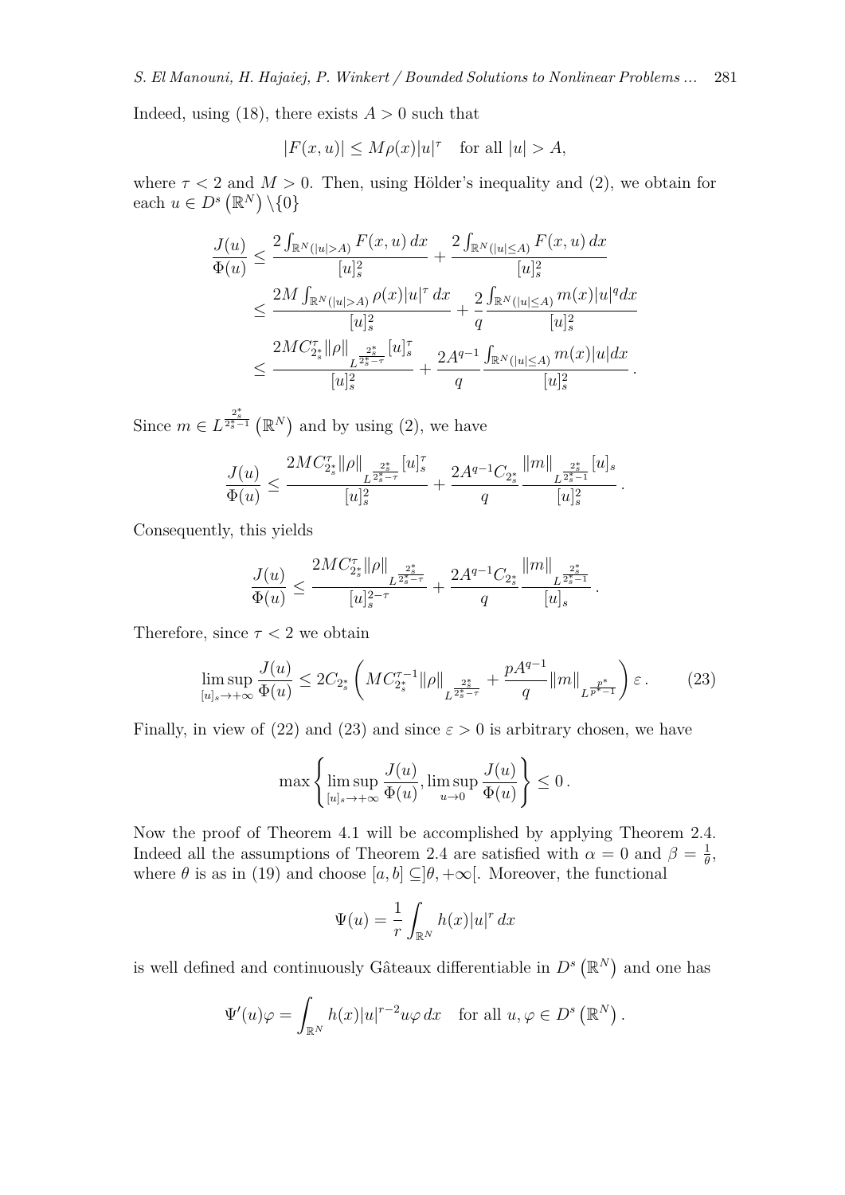Indeed, using (18), there exists $A > 0$ such that

$$|F(x,u)| \leq M\rho(x)|u|^\tau \quad \text{for all } |u| > A,$$

where $\tau < 2$ and $M > 0$. Then, using Hölder's inequality and (2), we obtain for each $u \in D^s\left(\mathbb{R}^N\right) \setminus \{0\}$

$$\begin{aligned}
\frac{J(u)}{\Phi(u)} &\leq \frac{2\int_{\mathbb{R}^N(|u|>A)} F(x,u)\,dx}{[u]_s^2} + \frac{2\int_{\mathbb{R}^N(|u|\leq A)} F(x,u)\,dx}{[u]_s^2} \\
&\leq \frac{2M\int_{\mathbb{R}^N(|u|>A)} \rho(x)|u|^\tau\,dx}{[u]_s^2} + \frac{2}{q}\frac{\int_{\mathbb{R}^N(|u|\leq A)} m(x)|u|^q dx}{[u]_s^2} \\
&\leq \frac{2MC_{2_s^*}^\tau \|\rho\|_{L^{\frac{2_s^*}{2_s^*-\tau}}}[u]_s^\tau}{[u]_s^2} + \frac{2A^{q-1}}{q}\frac{\int_{\mathbb{R}^N(|u|\leq A)} m(x)|u|dx}{[u]_s^2}\,.
\end{aligned}$$

Since $m \in L^{\frac{2_s^*}{2_s^*-1}}\left(\mathbb{R}^N\right)$ and by using (2), we have

$$\frac{J(u)}{\Phi(u)} \leq \frac{2MC_{2_s^*}^\tau \|\rho\|_{L^{\frac{2_s^*}{2_s^*-\tau}}}[u]_s^\tau}{[u]_s^2} + \frac{2A^{q-1}C_{2_s^*}}{q}\frac{\|m\|_{L^{\frac{2_s^*}{2_s^*-1}}}[u]_s}{[u]_s^2}\,.$$

Consequently, this yields

$$\frac{J(u)}{\Phi(u)} \leq \frac{2MC_{2_s^*}^\tau \|\rho\|_{L^{\frac{2_s^*}{2_s^*-\tau}}}}{[u]_s^{2-\tau}} + \frac{2A^{q-1}C_{2_s^*}}{q}\frac{\|m\|_{L^{\frac{2_s^*}{2_s^*-1}}}}{[u]_s}\,.$$

Therefore, since $\tau < 2$ we obtain

$$\limsup_{[u]_s\to+\infty}\frac{J(u)}{\Phi(u)} \leq 2C_{2_s^*}\left(MC_{2_s^*}^{\tau-1}\|\rho\|_{L^{\frac{2_s^*}{2_s^*-\tau}}} + \frac{pA^{q-1}}{q}\|m\|_{L^{\frac{p^*}{p^*-1}}}\right)\varepsilon\,. \tag{23}$$

Finally, in view of (22) and (23) and since $\varepsilon > 0$ is arbitrary chosen, we have

$$\max\left\{\limsup_{[u]_s\to+\infty}\frac{J(u)}{\Phi(u)}, \limsup_{u\to 0}\frac{J(u)}{\Phi(u)}\right\} \leq 0\,.$$

Now the proof of Theorem 4.1 will be accomplished by applying Theorem 2.4. Indeed all the assumptions of Theorem 2.4 are satisfied with $\alpha = 0$ and $\beta = \frac{1}{\theta}$, where $\theta$ is as in (19) and choose $[a,b] \subseteq ]\theta,+\infty[$. Moreover, the functional

$$\Psi(u) = \frac{1}{r}\int_{\mathbb{R}^N} h(x)|u|^r\,dx$$

is well defined and continuously Gâteaux differentiable in $D^s\left(\mathbb{R}^N\right)$ and one has

$$\Psi'(u)\varphi = \int_{\mathbb{R}^N} h(x)|u|^{r-2}u\varphi\,dx \quad \text{for all } u,\varphi \in D^s\left(\mathbb{R}^N\right).$$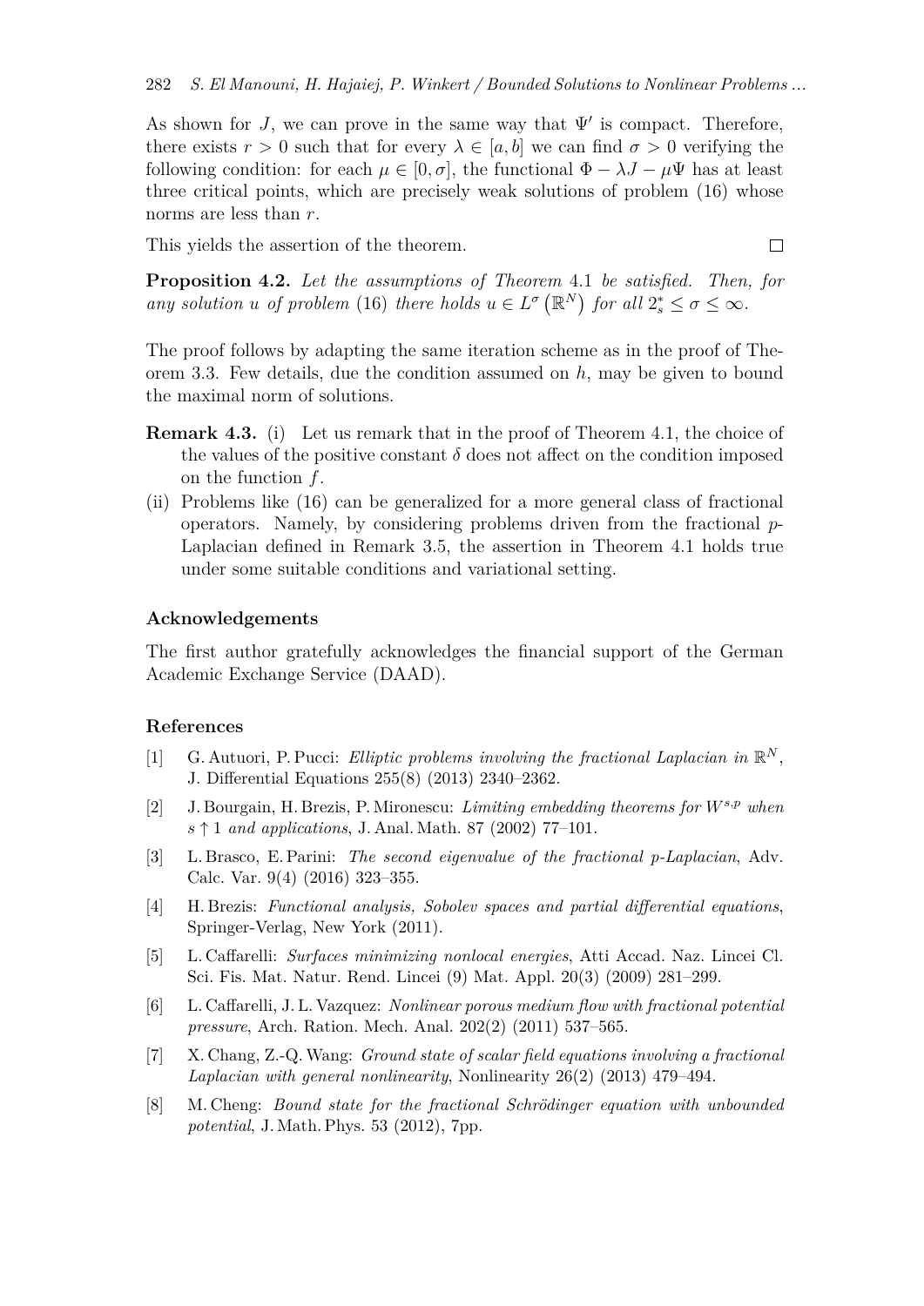As shown for $J$, we can prove in the same way that $\Psi'$ is compact. Therefore, there exists $r > 0$ such that for every $\lambda \in [a, b]$ we can find $\sigma > 0$ verifying the following condition: for each $\mu \in [0, \sigma]$, the functional $\Phi - \lambda J - \mu \Psi$ has at least three critical points, which are precisely weak solutions of problem (16) whose norms are less than $r$.

This yields the assertion of the theorem. $\square$

**Proposition 4.2.** *Let the assumptions of Theorem* 4.1 *be satisfied. Then, for any solution $u$ of problem* (16) *there holds $u \in L^{\sigma}(\mathbb{R}^N)$ for all $2_s^* \leq \sigma \leq \infty$.*

The proof follows by adapting the same iteration scheme as in the proof of Theorem 3.3. Few details, due the condition assumed on $h$, may be given to bound the maximal norm of solutions.

**Remark 4.3.** (i) Let us remark that in the proof of Theorem 4.1, the choice of the values of the positive constant $\delta$ does not affect on the condition imposed on the function $f$.

(ii) Problems like (16) can be generalized for a more general class of fractional operators. Namely, by considering problems driven from the fractional $p$-Laplacian defined in Remark 3.5, the assertion in Theorem 4.1 holds true under some suitable conditions and variational setting.

### Acknowledgements

The first author gratefully acknowledges the financial support of the German Academic Exchange Service (DAAD).

### References

[1] G. Autuori, P. Pucci: *Elliptic problems involving the fractional Laplacian in $\mathbb{R}^N$*, J. Differential Equations 255(8) (2013) 2340–2362.

[2] J. Bourgain, H. Brezis, P. Mironescu: *Limiting embedding theorems for $W^{s,p}$ when $s \uparrow 1$ and applications*, J. Anal. Math. 87 (2002) 77–101.

[3] L. Brasco, E. Parini: *The second eigenvalue of the fractional p-Laplacian*, Adv. Calc. Var. 9(4) (2016) 323–355.

[4] H. Brezis: *Functional analysis, Sobolev spaces and partial differential equations*, Springer-Verlag, New York (2011).

[5] L. Caffarelli: *Surfaces minimizing nonlocal energies*, Atti Accad. Naz. Lincei Cl. Sci. Fis. Mat. Natur. Rend. Lincei (9) Mat. Appl. 20(3) (2009) 281–299.

[6] L. Caffarelli, J. L. Vazquez: *Nonlinear porous medium flow with fractional potential pressure*, Arch. Ration. Mech. Anal. 202(2) (2011) 537–565.

[7] X. Chang, Z.-Q. Wang: *Ground state of scalar field equations involving a fractional Laplacian with general nonlinearity*, Nonlinearity 26(2) (2013) 479–494.

[8] M. Cheng: *Bound state for the fractional Schrödinger equation with unbounded potential*, J. Math. Phys. 53 (2012), 7pp.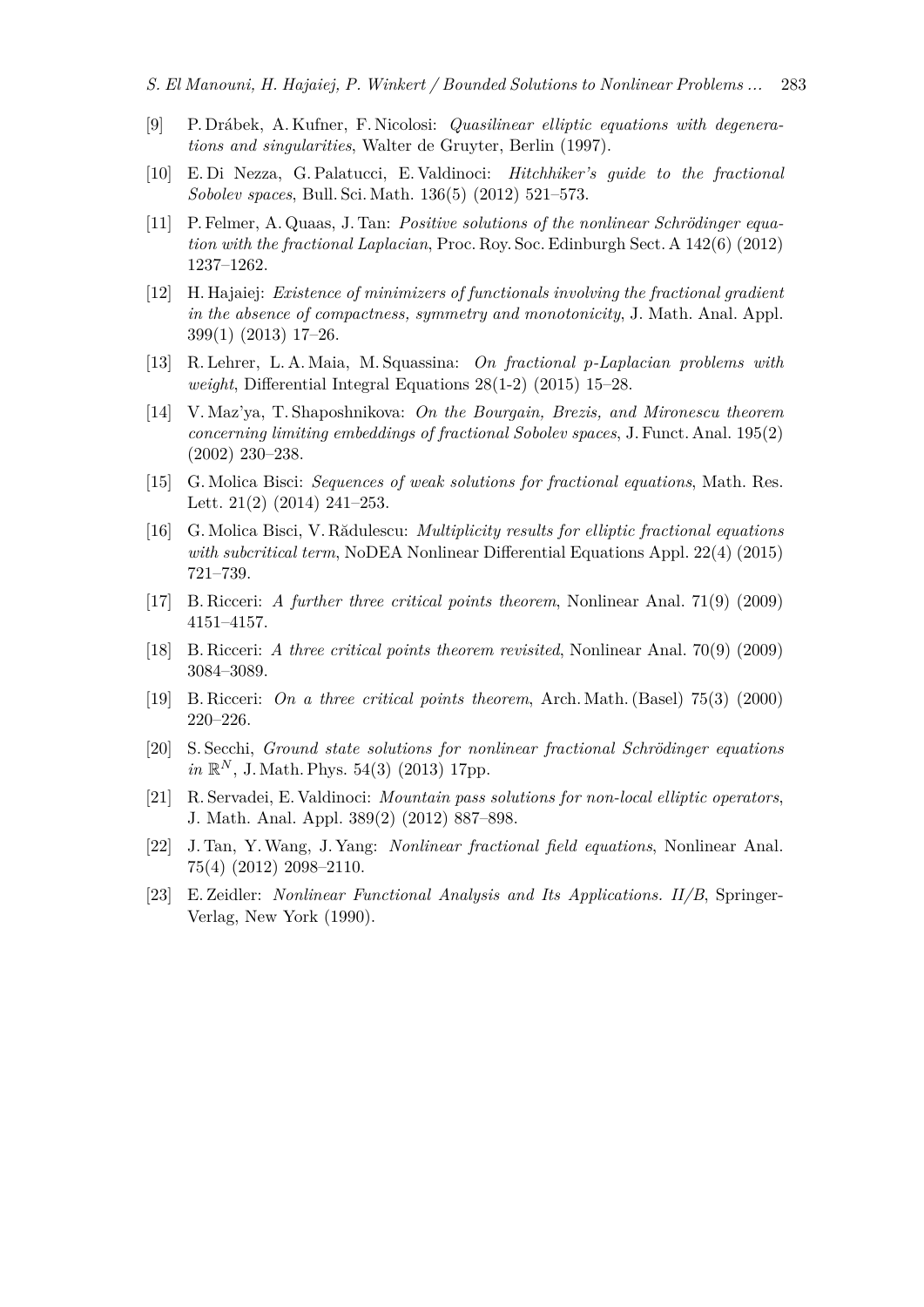[9] P. Drábek, A. Kufner, F. Nicolosi: *Quasilinear elliptic equations with degenerations and singularities*, Walter de Gruyter, Berlin (1997).

[10] E. Di Nezza, G. Palatucci, E. Valdinoci: *Hitchhiker's guide to the fractional Sobolev spaces*, Bull. Sci. Math. 136(5) (2012) 521–573.

[11] P. Felmer, A. Quaas, J. Tan: *Positive solutions of the nonlinear Schrödinger equation with the fractional Laplacian*, Proc. Roy. Soc. Edinburgh Sect. A 142(6) (2012) 1237–1262.

[12] H. Hajaiej: *Existence of minimizers of functionals involving the fractional gradient in the absence of compactness, symmetry and monotonicity*, J. Math. Anal. Appl. 399(1) (2013) 17–26.

[13] R. Lehrer, L. A. Maia, M. Squassina: *On fractional p-Laplacian problems with weight*, Differential Integral Equations 28(1-2) (2015) 15–28.

[14] V. Maz'ya, T. Shaposhnikova: *On the Bourgain, Brezis, and Mironescu theorem concerning limiting embeddings of fractional Sobolev spaces*, J. Funct. Anal. 195(2) (2002) 230–238.

[15] G. Molica Bisci: *Sequences of weak solutions for fractional equations*, Math. Res. Lett. 21(2) (2014) 241–253.

[16] G. Molica Bisci, V. Rădulescu: *Multiplicity results for elliptic fractional equations with subcritical term*, NoDEA Nonlinear Differential Equations Appl. 22(4) (2015) 721–739.

[17] B. Ricceri: *A further three critical points theorem*, Nonlinear Anal. 71(9) (2009) 4151–4157.

[18] B. Ricceri: *A three critical points theorem revisited*, Nonlinear Anal. 70(9) (2009) 3084–3089.

[19] B. Ricceri: *On a three critical points theorem*, Arch. Math. (Basel) 75(3) (2000) 220–226.

[20] S. Secchi, *Ground state solutions for nonlinear fractional Schrödinger equations in* $\mathbb{R}^N$, J. Math. Phys. 54(3) (2013) 17pp.

[21] R. Servadei, E. Valdinoci: *Mountain pass solutions for non-local elliptic operators*, J. Math. Anal. Appl. 389(2) (2012) 887–898.

[22] J. Tan, Y. Wang, J. Yang: *Nonlinear fractional field equations*, Nonlinear Anal. 75(4) (2012) 2098–2110.

[23] E. Zeidler: *Nonlinear Functional Analysis and Its Applications. II/B*, Springer-Verlag, New York (1990).